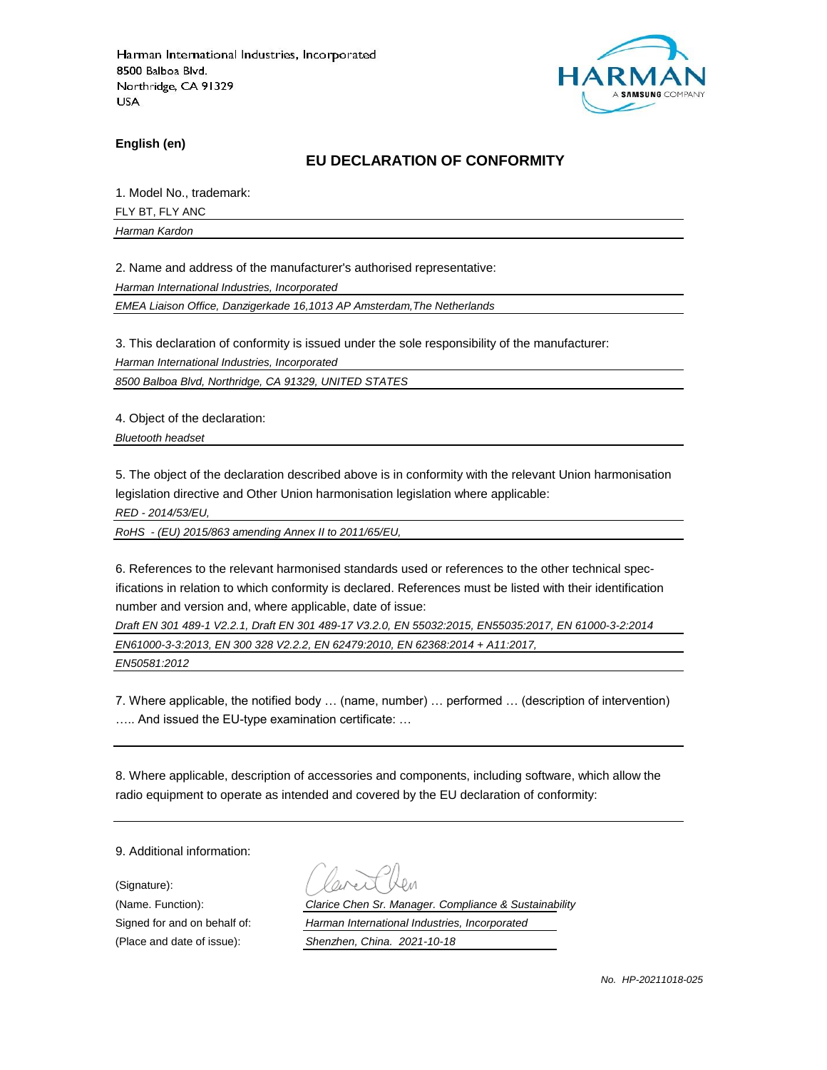Harman International Industries, Incorporated
8500 Balboa Blvd.
Northridge, CA 91329
USA

**English (en)**

## EU DECLARATION OF CONFORMITY

1. Model No., trademark:

FLY BT, FLY ANC

*Harman Kardon*

2. Name and address of the manufacturer's authorised representative:

*Harman International Industries, Incorporated*

*EMEA Liaison Office, Danzigerkade 16,1013 AP Amsterdam,The Netherlands*

3. This declaration of conformity is issued under the sole responsibility of the manufacturer:

*Harman International Industries, Incorporated*

*8500 Balboa Blvd, Northridge, CA 91329, UNITED STATES*

4. Object of the declaration:

*Bluetooth headset*

5. The object of the declaration described above is in conformity with the relevant Union harmonisation legislation directive and Other Union harmonisation legislation where applicable:

*RED - 2014/53/EU,*

*RoHS - (EU) 2015/863 amending Annex II to 2011/65/EU,*

6. References to the relevant harmonised standards used or references to the other technical specifications in relation to which conformity is declared. References must be listed with their identification number and version and, where applicable, date of issue:

*Draft EN 301 489-1 V2.2.1, Draft EN 301 489-17 V3.2.0, EN 55032:2015, EN55035:2017, EN 61000-3-2:2014*

*EN61000-3-3:2013, EN 300 328 V2.2.2, EN 62479:2010, EN 62368:2014 + A11:2017,*

*EN50581:2012*

7. Where applicable, the notified body … (name, number) … performed … (description of intervention) ….. And issued the EU-type examination certificate: …

8. Where applicable, description of accessories and components, including software, which allow the radio equipment to operate as intended and covered by the EU declaration of conformity:

9. Additional information:

(Signature):

(Name. Function): *Clarice Chen Sr. Manager. Compliance & Sustainability*

Signed for and on behalf of: *Harman International Industries, Incorporated*

(Place and date of issue): *Shenzhen, China. 2021-10-18*

*No. HP-20211018-025*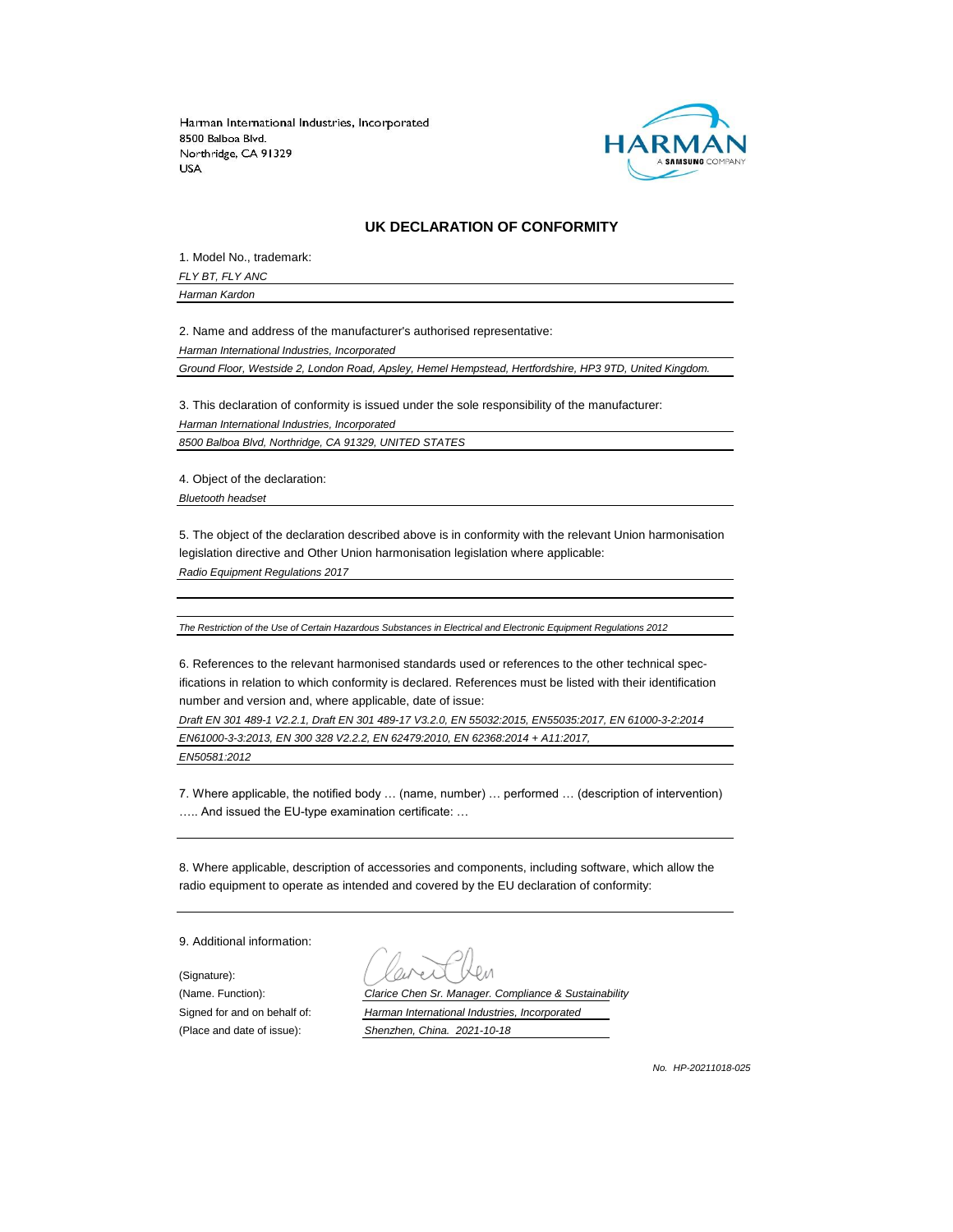Harman International Industries, Incorporated
8500 Balboa Blvd.
Northridge, CA 91329
USA

## UK DECLARATION OF CONFORMITY

1. Model No., trademark:

*FLY BT, FLY ANC*

*Harman Kardon*

2. Name and address of the manufacturer's authorised representative:

*Harman International Industries, Incorporated*

*Ground Floor, Westside 2, London Road, Apsley, Hemel Hempstead, Hertfordshire, HP3 9TD, United Kingdom.*

3. This declaration of conformity is issued under the sole responsibility of the manufacturer:

*Harman International Industries, Incorporated*

*8500 Balboa Blvd, Northridge, CA 91329, UNITED STATES*

4. Object of the declaration:

*Bluetooth headset*

5. The object of the declaration described above is in conformity with the relevant Union harmonisation legislation directive and Other Union harmonisation legislation where applicable:

*Radio Equipment Regulations 2017*

*The Restriction of the Use of Certain Hazardous Substances in Electrical and Electronic Equipment Regulations 2012*

6. References to the relevant harmonised standards used or references to the other technical specifications in relation to which conformity is declared. References must be listed with their identification number and version and, where applicable, date of issue:

*Draft EN 301 489-1 V2.2.1, Draft EN 301 489-17 V3.2.0, EN 55032:2015, EN55035:2017, EN 61000-3-2:2014*

*EN61000-3-3:2013, EN 300 328 V2.2.2, EN 62479:2010, EN 62368:2014 + A11:2017,*

*EN50581:2012*

7. Where applicable, the notified body … (name, number) … performed … (description of intervention) ….. And issued the EU-type examination certificate: …

8. Where applicable, description of accessories and components, including software, which allow the radio equipment to operate as intended and covered by the EU declaration of conformity:

9. Additional information:

(Signature):

(Name. Function): *Clarice Chen Sr. Manager. Compliance & Sustainability*

Signed for and on behalf of: *Harman International Industries, Incorporated*

(Place and date of issue): *Shenzhen, China. 2021-10-18*

*No. HP-20211018-025*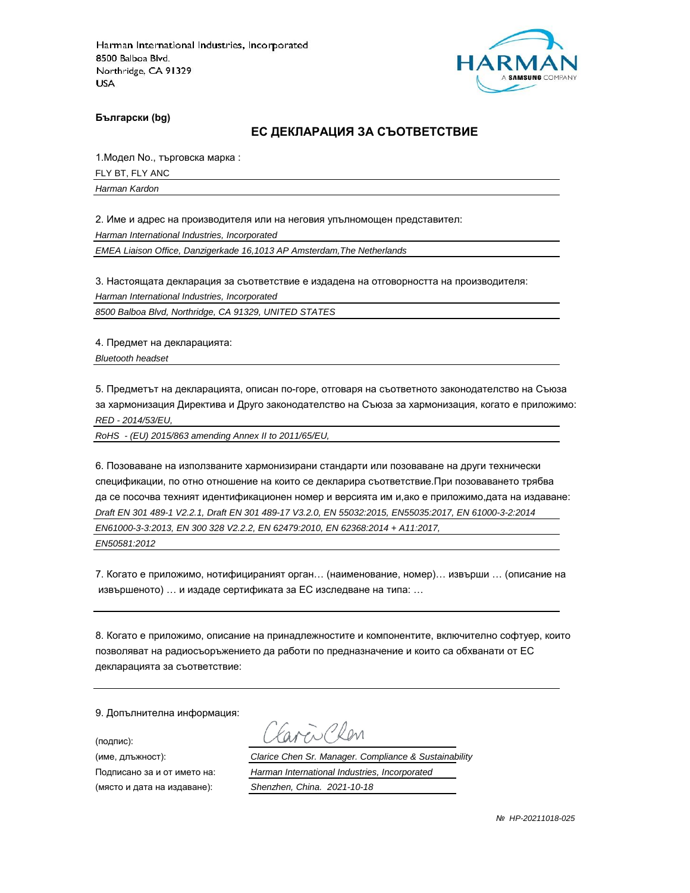Harman International Industries, Incorporated
8500 Balboa Blvd.
Northridge, CA 91329
USA

**Български (bg)**

## ЕС ДЕКЛАРАЦИЯ ЗА СЪОТВЕТСТВИЕ

1.Модел No., търговска марка :

FLY BT, FLY ANC

*Harman Kardon*

2. Име и адрес на производителя или на неговия упълномощен представител:

*Harman International Industries, Incorporated*

*EMEA Liaison Office, Danzigerkade 16,1013 AP Amsterdam,The Netherlands*

3. Настоящата декларация за съответствие е издадена на отговорността на производителя:

*Harman International Industries, Incorporated*

*8500 Balboa Blvd, Northridge, CA 91329, UNITED STATES*

4. Предмет на декларацията:

*Bluetooth headset*

5. Предметът на декларацията, описан по-горе, отговаря на съответното законодателство на Съюза за хармонизация Директива и Друго законодателство на Съюза за хармонизация, когато е приложимо:

*RED - 2014/53/EU,*

*RoHS - (EU) 2015/863 amending Annex II to 2011/65/EU,*

6. Позоваване на използваните хармонизирани стандарти или позоваване на други технически спецификации, по отно отношение на които се декларира съответствие.При позоваването трябва да се посочва техният идентификационен номер и версията им и,ако е приложимо,дата на издаване:

*Draft EN 301 489-1 V2.2.1, Draft EN 301 489-17 V3.2.0, EN 55032:2015, EN55035:2017, EN 61000-3-2:2014*

*EN61000-3-3:2013, EN 300 328 V2.2.2, EN 62479:2010, EN 62368:2014 + A11:2017,*

*EN50581:2012*

7. Когато е приложимо, нотифицираният орган… (наименование, номер)… извърши … (описание на извършеното) … и издаде сертификата за ЕС изследване на типа: …

8. Когато е приложимо, описание на принадлежностите и компонентите, включително софтуер, които позволяват на радиосъоръжението да работи по предназначение и които са обхванати от ЕС декларацията за съответствие:

9. Допълнителна информация:

(подпис):

(име, длъжност): *Clarice Chen Sr. Manager. Compliance & Sustainability*

Подписано за и от името на: *Harman International Industries, Incorporated*

(място и дата на издаване): *Shenzhen, China. 2021-10-18*

*№ HP-20211018-025*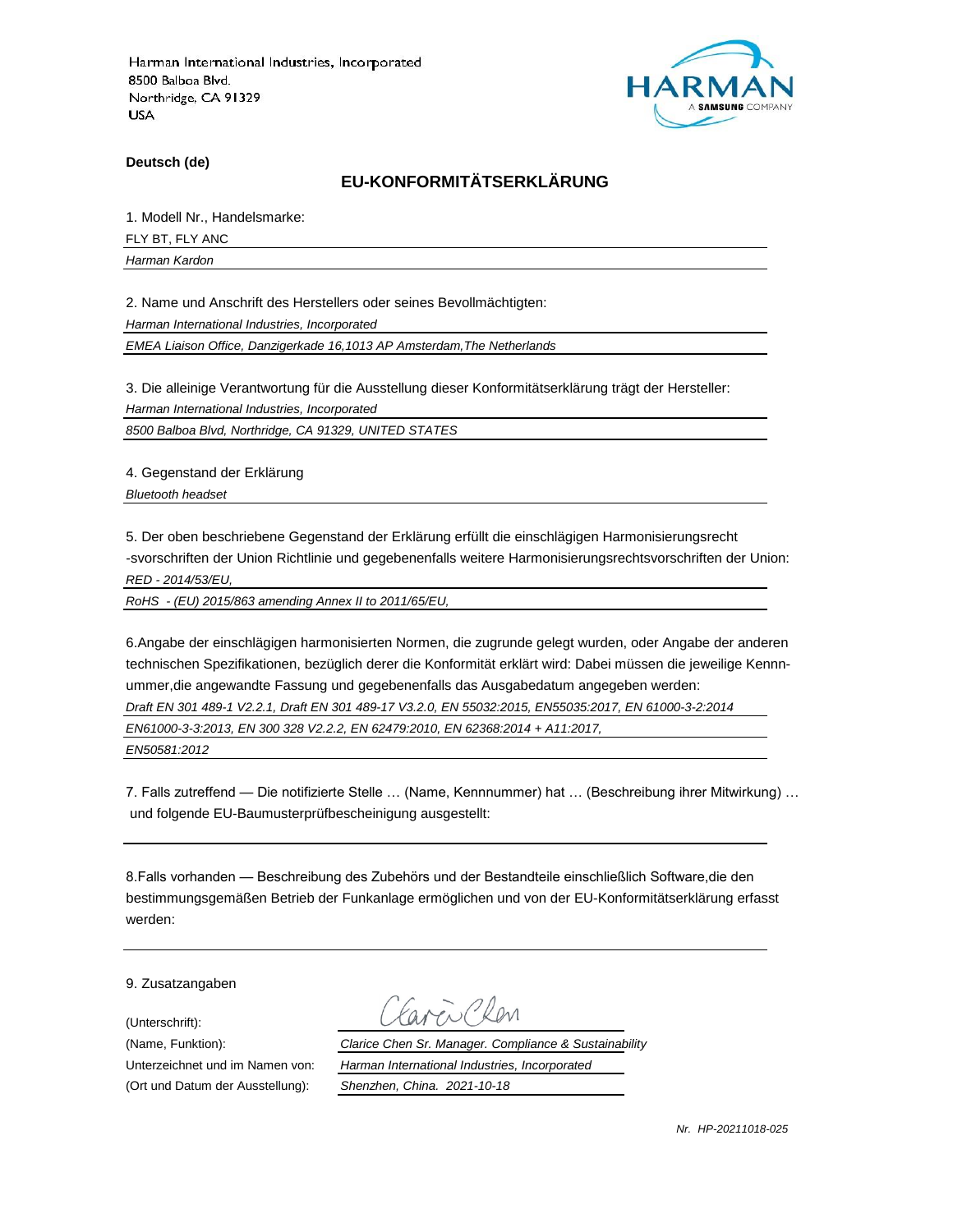Harman International Industries, Incorporated
8500 Balboa Blvd.
Northridge, CA 91329
USA

HARMAN
A SAMSUNG COMPANY

**Deutsch (de)**

## EU-KONFORMITÄTSERKLÄRUNG

1. Modell Nr., Handelsmarke:

FLY BT, FLY ANC

*Harman Kardon*

2. Name und Anschrift des Herstellers oder seines Bevollmächtigten:

*Harman International Industries, Incorporated*

*EMEA Liaison Office, Danzigerkade 16,1013 AP Amsterdam,The Netherlands*

3. Die alleinige Verantwortung für die Ausstellung dieser Konformitätserklärung trägt der Hersteller:

*Harman International Industries, Incorporated*

*8500 Balboa Blvd, Northridge, CA 91329, UNITED STATES*

4. Gegenstand der Erklärung

*Bluetooth headset*

5. Der oben beschriebene Gegenstand der Erklärung erfüllt die einschlägigen Harmonisierungsrecht -svorschriften der Union Richtlinie und gegebenenfalls weitere Harmonisierungsrechtsvorschriften der Union:

*RED - 2014/53/EU,*

*RoHS - (EU) 2015/863 amending Annex II to 2011/65/EU,*

6.Angabe der einschlägigen harmonisierten Normen, die zugrunde gelegt wurden, oder Angabe der anderen technischen Spezifikationen, bezüglich derer die Konformität erklärt wird: Dabei müssen die jeweilige Kennnummer,die angewandte Fassung und gegebenenfalls das Ausgabedatum angegeben werden:

*Draft EN 301 489-1 V2.2.1, Draft EN 301 489-17 V3.2.0, EN 55032:2015, EN55035:2017, EN 61000-3-2:2014*

*EN61000-3-3:2013, EN 300 328 V2.2.2, EN 62479:2010, EN 62368:2014 + A11:2017,*

*EN50581:2012*

7. Falls zutreffend — Die notifizierte Stelle … (Name, Kennnummer) hat … (Beschreibung ihrer Mitwirkung) … und folgende EU-Baumusterprüfbescheinigung ausgestellt:

8.Falls vorhanden — Beschreibung des Zubehörs und der Bestandteile einschließlich Software,die den bestimmungsgemäßen Betrieb der Funkanlage ermöglichen und von der EU-Konformitätserklärung erfasst werden:

9. Zusatzangaben

(Unterschrift): Clarice Chen

(Name, Funktion): *Clarice Chen Sr. Manager. Compliance & Sustainability*

Unterzeichnet und im Namen von: *Harman International Industries, Incorporated*

(Ort und Datum der Ausstellung): *Shenzhen, China. 2021-10-18*

*Nr. HP-20211018-025*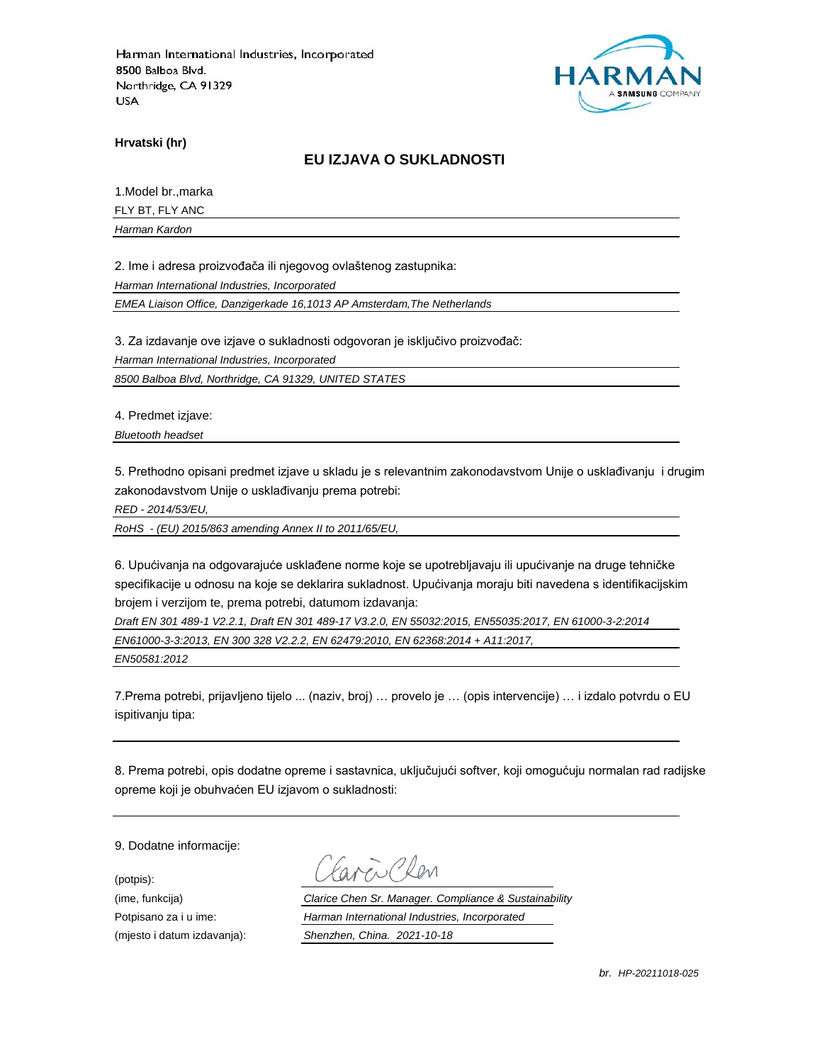Harman International Industries, Incorporated
8500 Balboa Blvd.
Northridge, CA 91329
USA

**Hrvatski (hr)**

## EU IZJAVA O SUKLADNOSTI

1.Model br.,marka

FLY BT, FLY ANC

*Harman Kardon*

2. Ime i adresa proizvođača ili njegovog ovlaštenog zastupnika:

*Harman International Industries, Incorporated*

*EMEA Liaison Office, Danzigerkade 16,1013 AP Amsterdam,The Netherlands*

3. Za izdavanje ove izjave o sukladnosti odgovoran je isključivo proizvođač:

*Harman International Industries, Incorporated*

*8500 Balboa Blvd, Northridge, CA 91329, UNITED STATES*

4. Predmet izjave:

*Bluetooth headset*

5. Prethodno opisani predmet izjave u skladu je s relevantnim zakonodavstvom Unije o usklađivanju i drugim zakonodavstvom Unije o usklađivanju prema potrebi:

*RED - 2014/53/EU,*

*RoHS - (EU) 2015/863 amending Annex II to 2011/65/EU,*

6. Upućivanja na odgovarajuće usklađene norme koje se upotrebljavaju ili upućivanje na druge tehničke specifikacije u odnosu na koje se deklarira sukladnost. Upućivanja moraju biti navedena s identifikacijskim brojem i verzijom te, prema potrebi, datumom izdavanja:

*Draft EN 301 489-1 V2.2.1, Draft EN 301 489-17 V3.2.0, EN 55032:2015, EN55035:2017, EN 61000-3-2:2014*

*EN61000-3-3:2013, EN 300 328 V2.2.2, EN 62479:2010, EN 62368:2014 + A11:2017,*

*EN50581:2012*

7.Prema potrebi, prijavljeno tijelo ... (naziv, broj) … provelo je … (opis intervencije) … i izdalo potvrdu o EU ispitivanju tipa:

8. Prema potrebi, opis dodatne opreme i sastavnica, uključujući softver, koji omogućuju normalan rad radijske opreme koji je obuhvaćen EU izjavom o sukladnosti:

9. Dodatne informacije:

(potpis):

(ime, funkcija) *Clarice Chen Sr. Manager. Compliance & Sustainability*

Potpisano za i u ime: *Harman International Industries, Incorporated*

(mjesto i datum izdavanja): *Shenzhen, China. 2021-10-18*

*br. HP-20211018-025*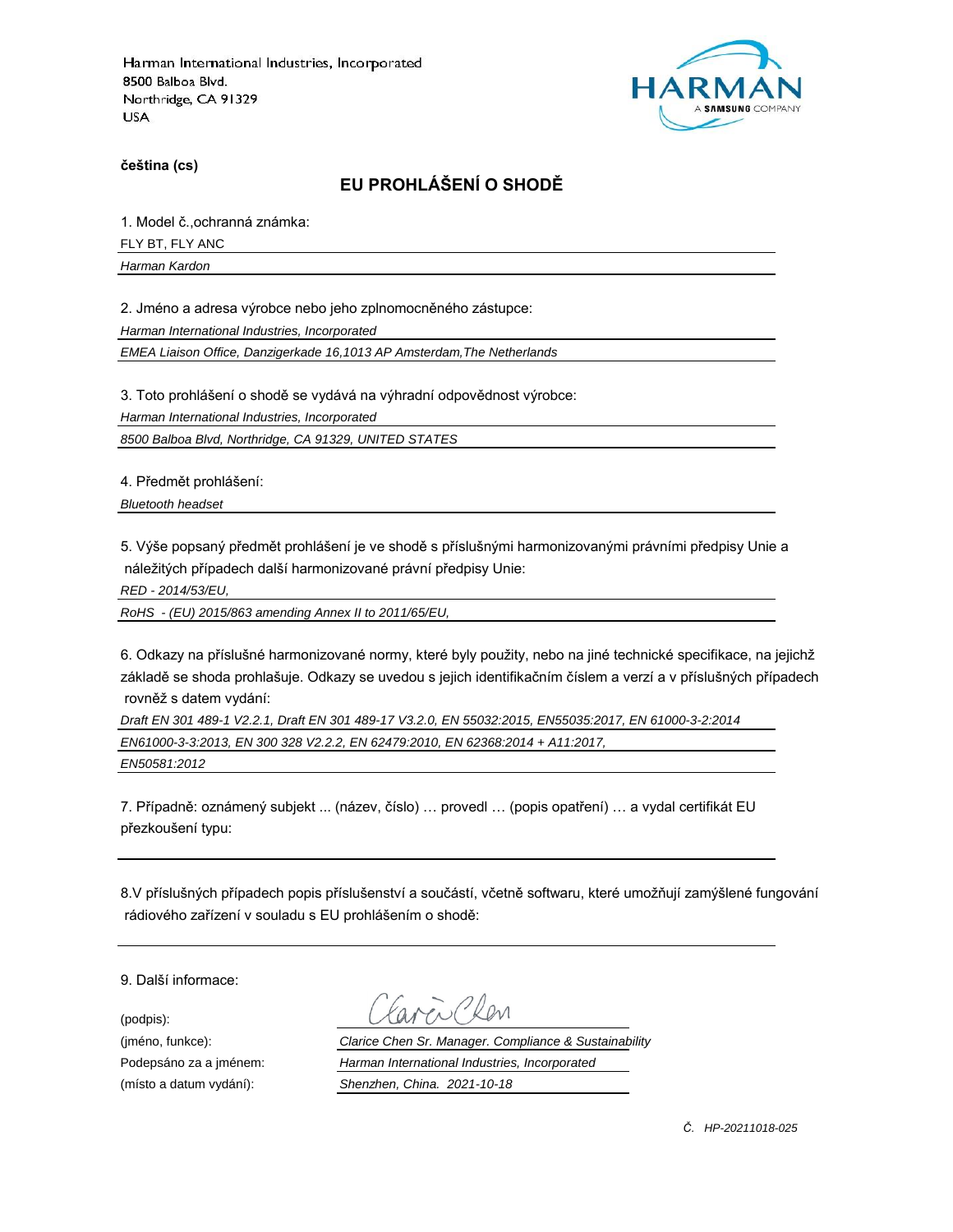Harman International Industries, Incorporated
8500 Balboa Blvd.
Northridge, CA 91329
USA

**čeština (cs)**

## EU PROHLÁŠENÍ O SHODĚ

1. Model č.,ochranná známka:

FLY BT, FLY ANC

*Harman Kardon*

2. Jméno a adresa výrobce nebo jeho zplnomocněného zástupce:

*Harman International Industries, Incorporated*

*EMEA Liaison Office, Danzigerkade 16,1013 AP Amsterdam,The Netherlands*

3. Toto prohlášení o shodě se vydává na výhradní odpovědnost výrobce:

*Harman International Industries, Incorporated*

*8500 Balboa Blvd, Northridge, CA 91329, UNITED STATES*

4. Předmět prohlášení:

*Bluetooth headset*

5. Výše popsaný předmět prohlášení je ve shodě s příslušnými harmonizovanými právními předpisy Unie a náležitých případech další harmonizované právní předpisy Unie:

*RED - 2014/53/EU,*

*RoHS - (EU) 2015/863 amending Annex II to 2011/65/EU,*

6. Odkazy na příslušné harmonizované normy, které byly použity, nebo na jiné technické specifikace, na jejichž základě se shoda prohlašuje. Odkazy se uvedou s jejich identifikačním číslem a verzí a v příslušných případech rovněž s datem vydání:

*Draft EN 301 489-1 V2.2.1, Draft EN 301 489-17 V3.2.0, EN 55032:2015, EN55035:2017, EN 61000-3-2:2014*

*EN61000-3-3:2013, EN 300 328 V2.2.2, EN 62479:2010, EN 62368:2014 + A11:2017,*

*EN50581:2012*

7. Případně: oznámený subjekt ... (název, číslo) … provedl … (popis opatření) … a vydal certifikát EU přezkoušení typu:

8.V příslušných případech popis příslušenství a součástí, včetně softwaru, které umožňují zamýšlené fungování rádiového zařízení v souladu s EU prohlášením o shodě:

9. Další informace:

(podpis):

(jméno, funkce): *Clarice Chen Sr. Manager. Compliance & Sustainability*

Podepsáno za a jménem: *Harman International Industries, Incorporated*

(místo a datum vydání): *Shenzhen, China. 2021-10-18*

*Č. HP-20211018-025*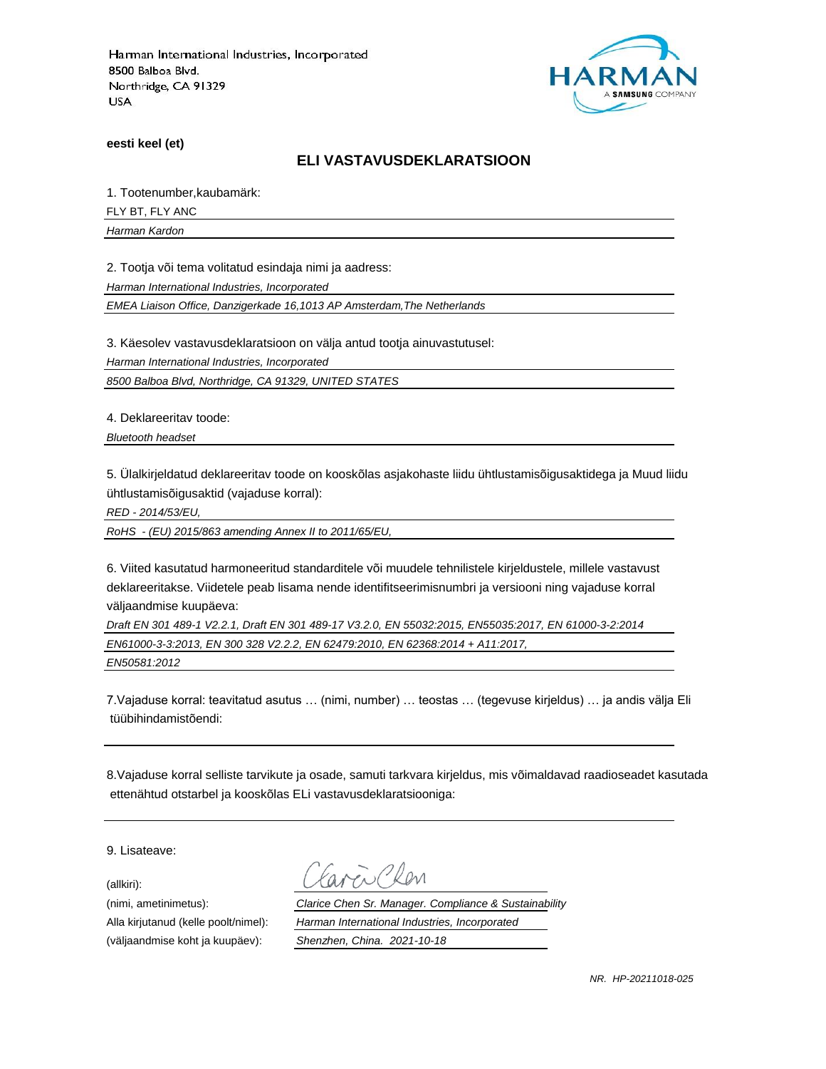Harman International Industries, Incorporated
8500 Balboa Blvd.
Northridge, CA 91329
USA

HARMAN
A SAMSUNG COMPANY

**eesti keel (et)**

## ELI VASTAVUSDEKLARATSIOON

1. Tootenumber,kaubamärk:

FLY BT, FLY ANC

*Harman Kardon*

2. Tootja või tema volitatud esindaja nimi ja aadress:

*Harman International Industries, Incorporated*

*EMEA Liaison Office, Danzigerkade 16,1013 AP Amsterdam,The Netherlands*

3. Käesolev vastavusdeklaratsioon on välja antud tootja ainuvastutusel:

*Harman International Industries, Incorporated*

*8500 Balboa Blvd, Northridge, CA 91329, UNITED STATES*

4. Deklareeritav toode:

*Bluetooth headset*

5. Ülalkirjeldatud deklareeritav toode on kooskõlas asjakohaste liidu ühtlustamisõigusaktidega ja Muud liidu ühtlustamisõigusaktid (vajaduse korral):

*RED - 2014/53/EU,*

*RoHS - (EU) 2015/863 amending Annex II to 2011/65/EU,*

6. Viited kasutatud harmoneeritud standarditele või muudele tehnilistele kirjeldustele, millele vastavust deklareeritakse. Viidetele peab lisama nende identifitseerimisnumbri ja versiooni ning vajaduse korral väljaandmise kuupäeva:

*Draft EN 301 489-1 V2.2.1, Draft EN 301 489-17 V3.2.0, EN 55032:2015, EN55035:2017, EN 61000-3-2:2014*

*EN61000-3-3:2013, EN 300 328 V2.2.2, EN 62479:2010, EN 62368:2014 + A11:2017,*

*EN50581:2012*

7.Vajaduse korral: teavitatud asutus … (nimi, number) … teostas … (tegevuse kirjeldus) … ja andis välja Eli tüübihindamistõendi:

8.Vajaduse korral selliste tarvikute ja osade, samuti tarkvara kirjeldus, mis võimaldavad raadioseadet kasutada ettenähtud otstarbel ja kooskõlas ELi vastavusdeklaratsiooniga:

9. Lisateave:

(allkiri):

(nimi, ametinimetus): *Clarice Chen Sr. Manager. Compliance & Sustainability*

Alla kirjutanud (kelle poolt/nimel): *Harman International Industries, Incorporated*

(väljaandmise koht ja kuupäev): *Shenzhen, China. 2021-10-18*

*NR. HP-20211018-025*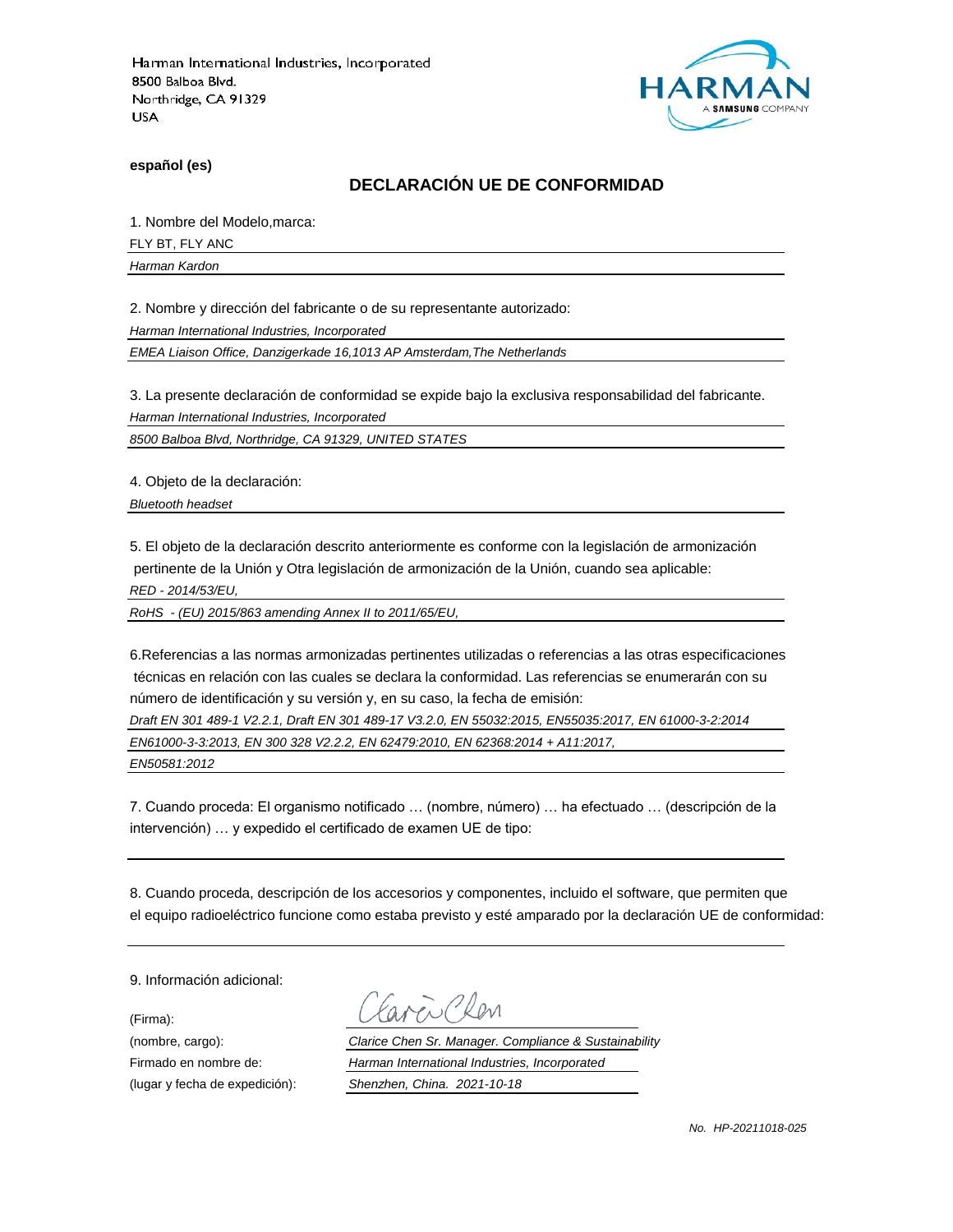Harman International Industries, Incorporated
8500 Balboa Blvd.
Northridge, CA 91329
USA

HARMAN
A SAMSUNG COMPANY

**español (es)**

## DECLARACIÓN UE DE CONFORMIDAD

1. Nombre del Modelo,marca:

FLY BT, FLY ANC

*Harman Kardon*

2. Nombre y dirección del fabricante o de su representante autorizado:

*Harman International Industries, Incorporated*

*EMEA Liaison Office, Danzigerkade 16,1013 AP Amsterdam,The Netherlands*

3. La presente declaración de conformidad se expide bajo la exclusiva responsabilidad del fabricante.

*Harman International Industries, Incorporated*

*8500 Balboa Blvd, Northridge, CA 91329, UNITED STATES*

4. Objeto de la declaración:

*Bluetooth headset*

5. El objeto de la declaración descrito anteriormente es conforme con la legislación de armonización pertinente de la Unión y Otra legislación de armonización de la Unión, cuando sea aplicable:

*RED - 2014/53/EU,*

*RoHS - (EU) 2015/863 amending Annex II to 2011/65/EU,*

6.Referencias a las normas armonizadas pertinentes utilizadas o referencias a las otras especificaciones técnicas en relación con las cuales se declara la conformidad. Las referencias se enumerarán con su número de identificación y su versión y, en su caso, la fecha de emisión:

*Draft EN 301 489-1 V2.2.1, Draft EN 301 489-17 V3.2.0, EN 55032:2015, EN55035:2017, EN 61000-3-2:2014*

*EN61000-3-3:2013, EN 300 328 V2.2.2, EN 62479:2010, EN 62368:2014 + A11:2017,*

*EN50581:2012*

7. Cuando proceda: El organismo notificado … (nombre, número) … ha efectuado … (descripción de la intervención) … y expedido el certificado de examen UE de tipo:

8. Cuando proceda, descripción de los accesorios y componentes, incluido el software, que permiten que el equipo radioeléctrico funcione como estaba previsto y esté amparado por la declaración UE de conformidad:

9. Información adicional:

(Firma): Clarice Chen

(nombre, cargo): *Clarice Chen Sr. Manager. Compliance & Sustainability*

Firmado en nombre de: *Harman International Industries, Incorporated*

(lugar y fecha de expedición): *Shenzhen, China. 2021-10-18*

*No. HP-20211018-025*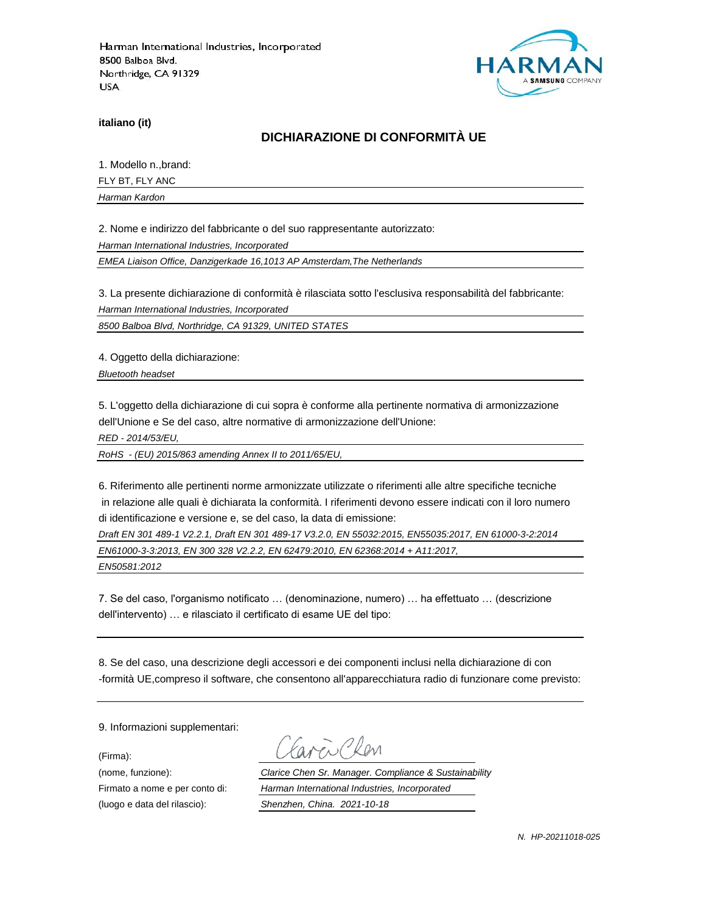Harman International Industries, Incorporated
8500 Balboa Blvd.
Northridge, CA 91329
USA

**italiano (it)**

## DICHIARAZIONE DI CONFORMITÀ UE

1. Modello n.,brand:

FLY BT, FLY ANC

*Harman Kardon*

2. Nome e indirizzo del fabbricante o del suo rappresentante autorizzato:

*Harman International Industries, Incorporated*

*EMEA Liaison Office, Danzigerkade 16,1013 AP Amsterdam,The Netherlands*

3. La presente dichiarazione di conformità è rilasciata sotto l'esclusiva responsabilità del fabbricante:

*Harman International Industries, Incorporated*

*8500 Balboa Blvd, Northridge, CA 91329, UNITED STATES*

4. Oggetto della dichiarazione:

*Bluetooth headset*

5. L'oggetto della dichiarazione di cui sopra è conforme alla pertinente normativa di armonizzazione dell'Unione e Se del caso, altre normative di armonizzazione dell'Unione:

*RED - 2014/53/EU,*

*RoHS - (EU) 2015/863 amending Annex II to 2011/65/EU,*

6. Riferimento alle pertinenti norme armonizzate utilizzate o riferimenti alle altre specifiche tecniche in relazione alle quali è dichiarata la conformità. I riferimenti devono essere indicati con il loro numero di identificazione e versione e, se del caso, la data di emissione:

*Draft EN 301 489-1 V2.2.1, Draft EN 301 489-17 V3.2.0, EN 55032:2015, EN55035:2017, EN 61000-3-2:2014*

*EN61000-3-3:2013, EN 300 328 V2.2.2, EN 62479:2010, EN 62368:2014 + A11:2017,*

*EN50581:2012*

7. Se del caso, l'organismo notificato … (denominazione, numero) … ha effettuato … (descrizione dell'intervento) … e rilasciato il certificato di esame UE del tipo:

8. Se del caso, una descrizione degli accessori e dei componenti inclusi nella dichiarazione di con -formità UE,compreso il software, che consentono all'apparecchiatura radio di funzionare come previsto:

9. Informazioni supplementari:

(Firma):

(nome, funzione): *Clarice Chen Sr. Manager. Compliance & Sustainability*

Firmato a nome e per conto di: *Harman International Industries, Incorporated*

(luogo e data del rilascio): *Shenzhen, China. 2021-10-18*

*N. HP-20211018-025*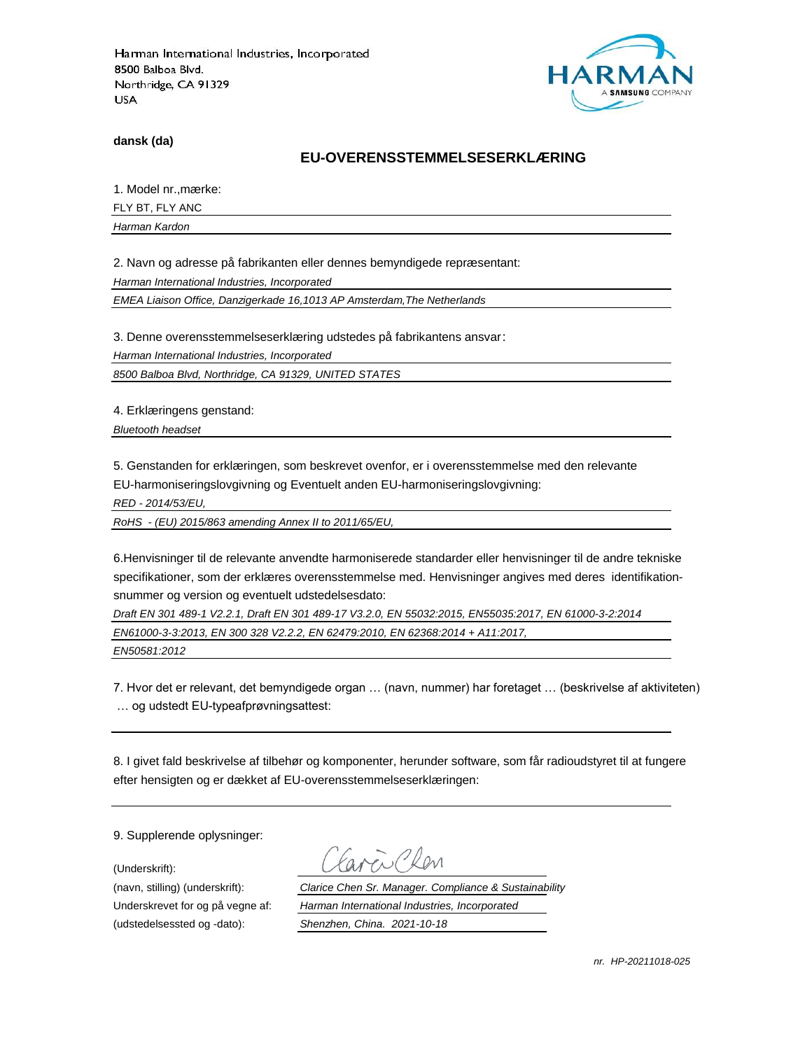Harman International Industries, Incorporated
8500 Balboa Blvd.
Northridge, CA 91329
USA

HARMAN
A SAMSUNG COMPANY

**dansk (da)**

## EU-OVERENSSTEMMELSESERKLÆRING

1. Model nr.,mærke:

FLY BT, FLY ANC

*Harman Kardon*

2. Navn og adresse på fabrikanten eller dennes bemyndigede repræsentant:

*Harman International Industries, Incorporated*

*EMEA Liaison Office, Danzigerkade 16,1013 AP Amsterdam,The Netherlands*

3. Denne overensstemmelseserklæring udstedes på fabrikantens ansvar:

*Harman International Industries, Incorporated*

*8500 Balboa Blvd, Northridge, CA 91329, UNITED STATES*

4. Erklæringens genstand:

*Bluetooth headset*

5. Genstanden for erklæringen, som beskrevet ovenfor, er i overensstemmelse med den relevante EU-harmoniseringslovgivning og Eventuelt anden EU-harmoniseringslovgivning:

*RED - 2014/53/EU,*

*RoHS - (EU) 2015/863 amending Annex II to 2011/65/EU,*

6.Henvisninger til de relevante anvendte harmoniserede standarder eller henvisninger til de andre tekniske specifikationer, som der erklæres overensstemmelse med. Henvisninger angives med deres identifikation-snummer og version og eventuelt udstedelsesdato:

*Draft EN 301 489-1 V2.2.1, Draft EN 301 489-17 V3.2.0, EN 55032:2015, EN55035:2017, EN 61000-3-2:2014*

*EN61000-3-3:2013, EN 300 328 V2.2.2, EN 62479:2010, EN 62368:2014 + A11:2017,*

*EN50581:2012*

7. Hvor det er relevant, det bemyndigede organ … (navn, nummer) har foretaget … (beskrivelse af aktiviteten) … og udstedt EU-typeafprøvningsattest:

8. I givet fald beskrivelse af tilbehør og komponenter, herunder software, som får radioudstyret til at fungere efter hensigten og er dækket af EU-overensstemmelseserklæringen:

9. Supplerende oplysninger:

(Underskrift): Clarice Chen

(navn, stilling) (underskrift): *Clarice Chen Sr. Manager. Compliance & Sustainability*

Underskrevet for og på vegne af: *Harman International Industries, Incorporated*

(udstedelsessted og -dato): *Shenzhen, China. 2021-10-18*

*nr. HP-20211018-025*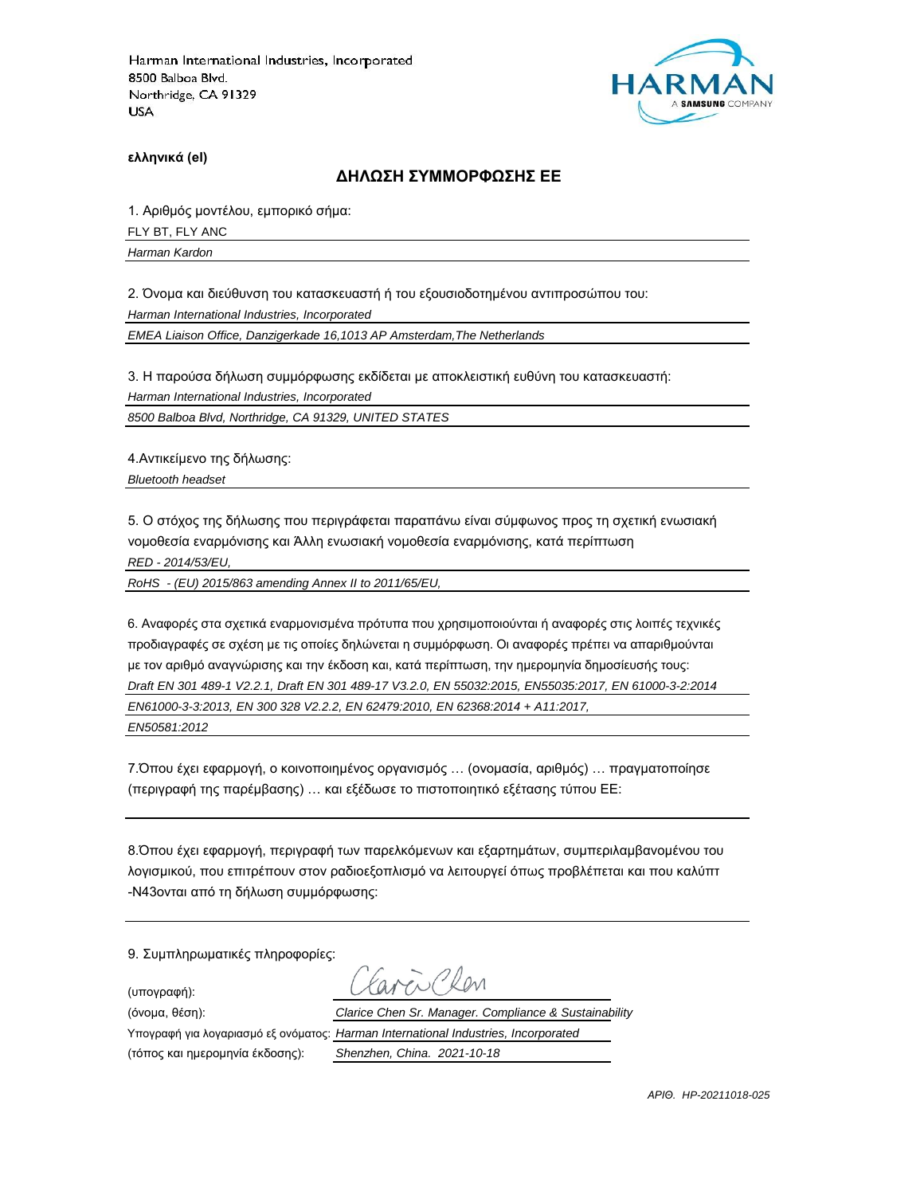Harman International Industries, Incorporated
8500 Balboa Blvd.
Northridge, CA 91329
USA

**ελληνικά (el)**

## ΔΗΛΩΣΗ ΣΥΜΜΟΡΦΩΣΗΣ ΕΕ

1. Αριθμός μοντέλου, εμπορικό σήμα:

FLY BT, FLY ANC

*Harman Kardon*

2. Όνομα και διεύθυνση του κατασκευαστή ή του εξουσιοδοτημένου αντιπροσώπου του:

*Harman International Industries, Incorporated*

*EMEA Liaison Office, Danzigerkade 16,1013 AP Amsterdam,The Netherlands*

3. Η παρούσα δήλωση συμμόρφωσης εκδίδεται με αποκλειστική ευθύνη του κατασκευαστή:

*Harman International Industries, Incorporated*

*8500 Balboa Blvd, Northridge, CA 91329, UNITED STATES*

4.Αντικείμενο της δήλωσης:

*Bluetooth headset*

5. Ο στόχος της δήλωσης που περιγράφεται παραπάνω είναι σύμφωνος προς τη σχετική ενωσιακή νομοθεσία εναρμόνισης και Άλλη ενωσιακή νομοθεσία εναρμόνισης, κατά περίπτωση

*RED - 2014/53/EU,*

*RoHS - (EU) 2015/863 amending Annex II to 2011/65/EU,*

6. Αναφορές στα σχετικά εναρμονισμένα πρότυπα που χρησιμοποιούνται ή αναφορές στις λοιπές τεχνικές προδιαγραφές σε σχέση με τις οποίες δηλώνεται η συμμόρφωση. Οι αναφορές πρέπει να απαριθμούνται με τον αριθμό αναγνώρισης και την έκδοση και, κατά περίπτωση, την ημερομηνία δημοσίευσής τους:

*Draft EN 301 489-1 V2.2.1, Draft EN 301 489-17 V3.2.0, EN 55032:2015, EN55035:2017, EN 61000-3-2:2014*

*EN61000-3-3:2013, EN 300 328 V2.2.2, EN 62479:2010, EN 62368:2014 + A11:2017,*

*EN50581:2012*

7.Όπου έχει εφαρμογή, ο κοινοποιημένος οργανισμός … (ονομασία, αριθμός) … πραγματοποίησε (περιγραφή της παρέμβασης) … και εξέδωσε το πιστοποιητικό εξέτασης τύπου ΕΕ:

8.Όπου έχει εφαρμογή, περιγραφή των παρελκόμενων και εξαρτημάτων, συμπεριλαμβανομένου του λογισμικού, που επιτρέπουν στον ραδιοεξοπλισμό να λειτουργεί όπως προβλέπεται και που καλύπτ -N43ονται από τη δήλωση συμμόρφωσης:

9. Συμπληρωματικές πληροφορίες:

(υπογραφή): Clarice Chen

(όνομα, θέση): *Clarice Chen Sr. Manager. Compliance & Sustainability*

Υπογραφή για λογαριασμό εξ ονόματος: *Harman International Industries, Incorporated*

(τόπος και ημερομηνία έκδοσης): *Shenzhen, China. 2021-10-18*

*ΑΡΙΘ. HP-20211018-025*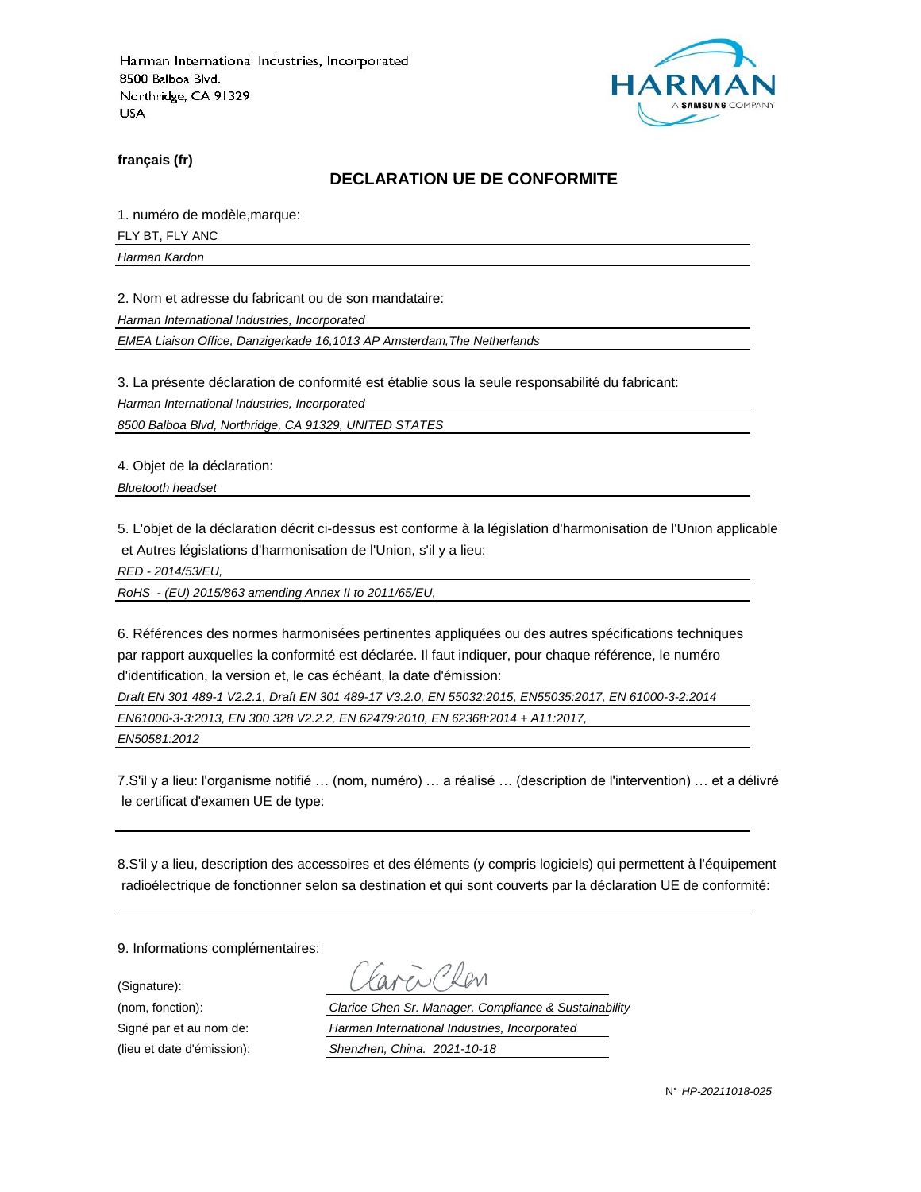Harman International Industries, Incorporated
8500 Balboa Blvd.
Northridge, CA 91329
USA

**français (fr)**

## DECLARATION UE DE CONFORMITE

1. numéro de modèle,marque:

FLY BT, FLY ANC

*Harman Kardon*

2. Nom et adresse du fabricant ou de son mandataire:

*Harman International Industries, Incorporated*

*EMEA Liaison Office, Danzigerkade 16,1013 AP Amsterdam,The Netherlands*

3. La présente déclaration de conformité est établie sous la seule responsabilité du fabricant:

*Harman International Industries, Incorporated*

*8500 Balboa Blvd, Northridge, CA 91329, UNITED STATES*

4. Objet de la déclaration:

*Bluetooth headset*

5. L'objet de la déclaration décrit ci-dessus est conforme à la législation d'harmonisation de l'Union applicable et Autres législations d'harmonisation de l'Union, s'il y a lieu:

*RED - 2014/53/EU,*

*RoHS - (EU) 2015/863 amending Annex II to 2011/65/EU,*

6. Références des normes harmonisées pertinentes appliquées ou des autres spécifications techniques par rapport auxquelles la conformité est déclarée. Il faut indiquer, pour chaque référence, le numéro d'identification, la version et, le cas échéant, la date d'émission:

*Draft EN 301 489-1 V2.2.1, Draft EN 301 489-17 V3.2.0, EN 55032:2015, EN55035:2017, EN 61000-3-2:2014*

*EN61000-3-3:2013, EN 300 328 V2.2.2, EN 62479:2010, EN 62368:2014 + A11:2017,*

*EN50581:2012*

7.S'il y a lieu: l'organisme notifié … (nom, numéro) … a réalisé … (description de l'intervention) … et a délivré le certificat d'examen UE de type:

8.S'il y a lieu, description des accessoires et des éléments (y compris logiciels) qui permettent à l'équipement radioélectrique de fonctionner selon sa destination et qui sont couverts par la déclaration UE de conformité:

9. Informations complémentaires:

(Signature): Clarice Chen

(nom, fonction): *Clarice Chen Sr. Manager. Compliance & Sustainability*

Signé par et au nom de: *Harman International Industries, Incorporated*

(lieu et date d'émission): *Shenzhen, China. 2021-10-18*

N° *HP-20211018-025*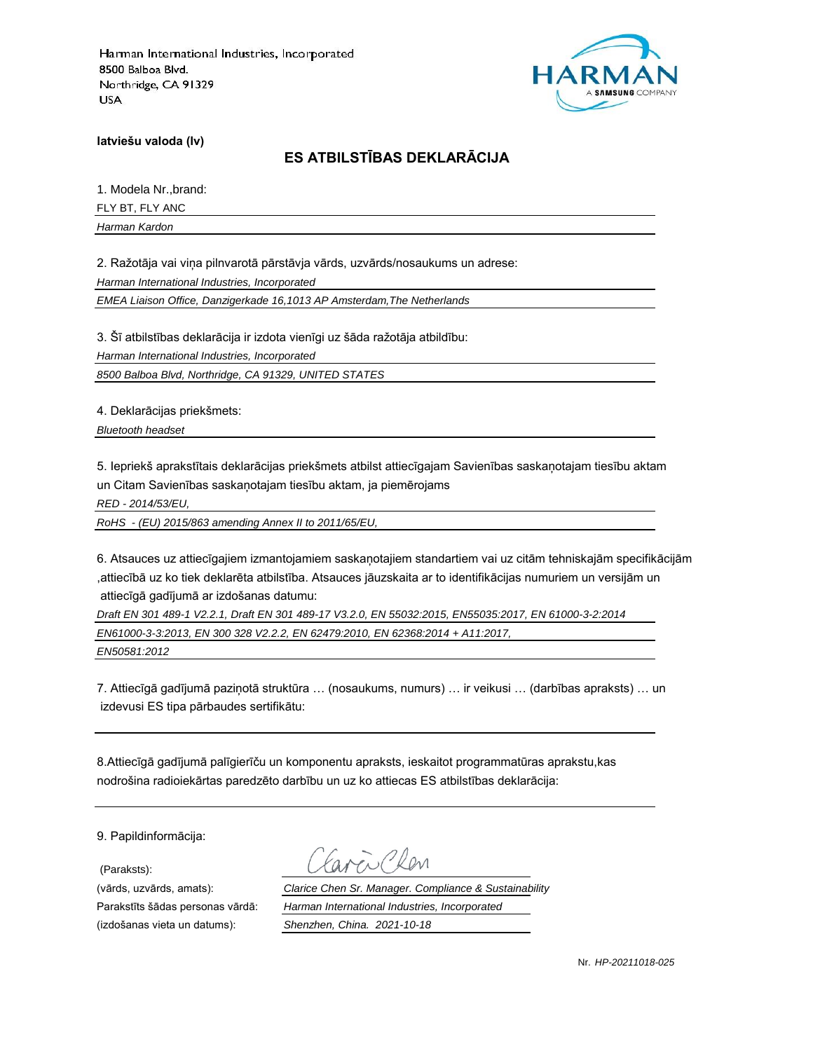Harman International Industries, Incorporated
8500 Balboa Blvd.
Northridge, CA 91329
USA

**latviešu valoda (lv)**

## ES ATBILSTĪBAS DEKLARĀCIJA

1. Modela Nr.,brand:

FLY BT, FLY ANC

*Harman Kardon*

2. Ražotāja vai viņa pilnvarotā pārstāvja vārds, uzvārds/nosaukums un adrese:

*Harman International Industries, Incorporated*

*EMEA Liaison Office, Danzigerkade 16,1013 AP Amsterdam,The Netherlands*

3. Šī atbilstības deklarācija ir izdota vienīgi uz šāda ražotāja atbildību:

*Harman International Industries, Incorporated*

*8500 Balboa Blvd, Northridge, CA 91329, UNITED STATES*

4. Deklarācijas priekšmets:

*Bluetooth headset*

5. Iepriekš aprakstītais deklarācijas priekšmets atbilst attiecīgajam Savienības saskaņotajam tiesību aktam un Citam Savienības saskaņotajam tiesību aktam, ja piemērojams

*RED - 2014/53/EU,*

*RoHS - (EU) 2015/863 amending Annex II to 2011/65/EU,*

6. Atsauces uz attiecīgajiem izmantojamiem saskaņotajiem standartiem vai uz citām tehniskajām specifikācijām ,attiecībā uz ko tiek deklarēta atbilstība. Atsauces jāuzskaita ar to identifikācijas numuriem un versijām un attiecīgā gadījumā ar izdošanas datumu:

*Draft EN 301 489-1 V2.2.1, Draft EN 301 489-17 V3.2.0, EN 55032:2015, EN55035:2017, EN 61000-3-2:2014*

*EN61000-3-3:2013, EN 300 328 V2.2.2, EN 62479:2010, EN 62368:2014 + A11:2017,*

*EN50581:2012*

7. Attiecīgā gadījumā paziņotā struktūra … (nosaukums, numurs) … ir veikusi … (darbības apraksts) … un izdevusi ES tipa pārbaudes sertifikātu:

8.Attiecīgā gadījumā palīgierīču un komponentu apraksts, ieskaitot programmatūras aprakstu,kas nodrošina radioiekārtas paredzēto darbību un uz ko attiecas ES atbilstības deklarācija:

9. Papildinformācija:

(Paraksts):

(vārds, uzvārds, amats): *Clarice Chen Sr. Manager. Compliance & Sustainability*

Parakstīts šādas personas vārdā: *Harman International Industries, Incorporated*

(izdošanas vieta un datums): *Shenzhen, China. 2021-10-18*

Nr. *HP-20211018-025*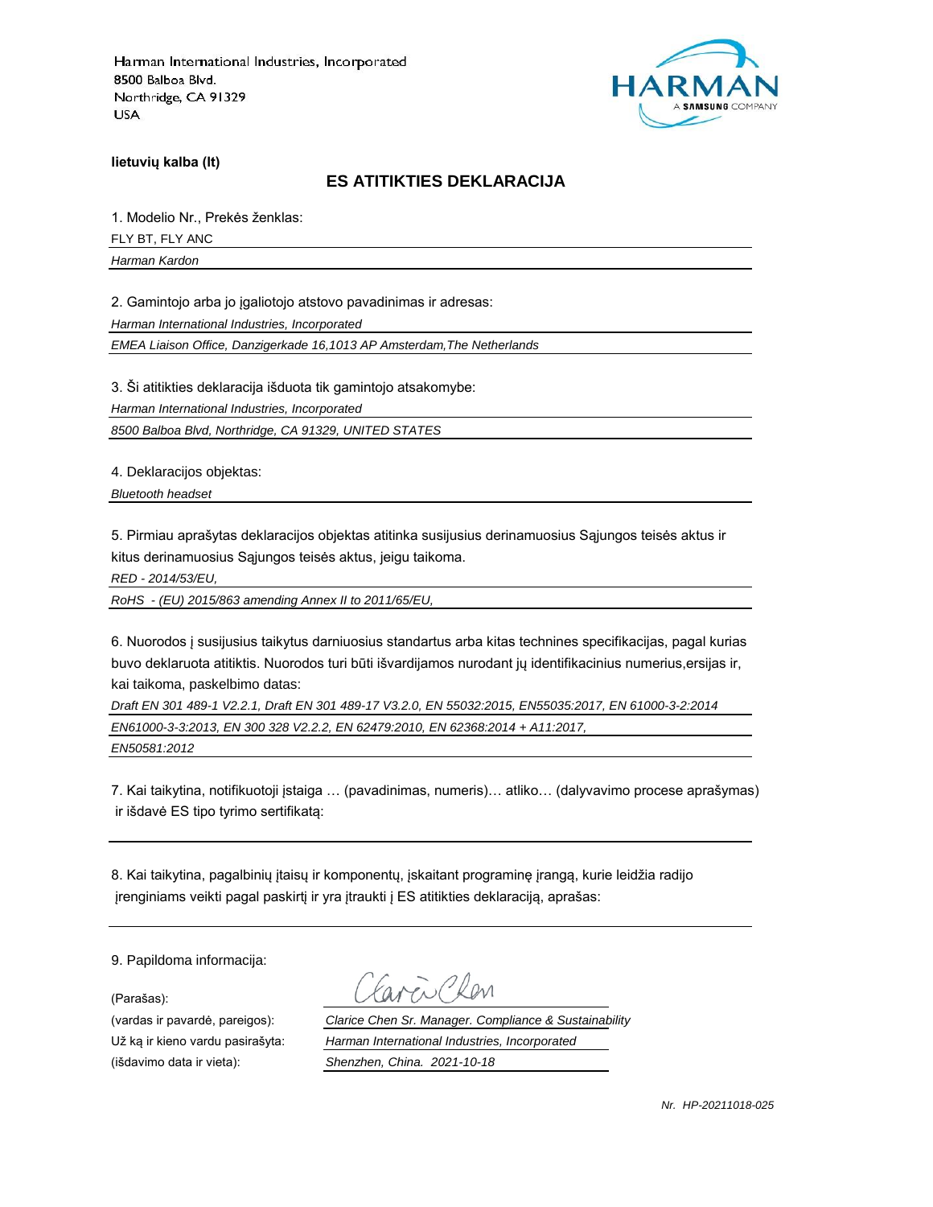Harman International Industries, Incorporated
8500 Balboa Blvd.
Northridge, CA 91329
USA

HARMAN
A SAMSUNG COMPANY

**lietuvių kalba (lt)**

## ES ATITIKTIES DEKLARACIJA

1. Modelio Nr., Prekės ženklas:

FLY BT, FLY ANC

*Harman Kardon*

2. Gamintojo arba jo įgaliotojo atstovo pavadinimas ir adresas:

*Harman International Industries, Incorporated*

*EMEA Liaison Office, Danzigerkade 16,1013 AP Amsterdam,The Netherlands*

3. Ši atitikties deklaracija išduota tik gamintojo atsakomybe:

*Harman International Industries, Incorporated*

*8500 Balboa Blvd, Northridge, CA 91329, UNITED STATES*

4. Deklaracijos objektas:

*Bluetooth headset*

5. Pirmiau aprašytas deklaracijos objektas atitinka susijusius derinamuosius Sąjungos teisės aktus ir kitus derinamuosius Sąjungos teisės aktus, jeigu taikoma.

*RED - 2014/53/EU,*

*RoHS - (EU) 2015/863 amending Annex II to 2011/65/EU,*

6. Nuorodos į susijusius taikytus darniuosius standartus arba kitas technines specifikacijas, pagal kurias buvo deklaruota atitiktis. Nuorodos turi būti išvardijamos nurodant jų identifikacinius numerius,ersijas ir, kai taikoma, paskelbimo datas:

*Draft EN 301 489-1 V2.2.1, Draft EN 301 489-17 V3.2.0, EN 55032:2015, EN55035:2017, EN 61000-3-2:2014*

*EN61000-3-3:2013, EN 300 328 V2.2.2, EN 62479:2010, EN 62368:2014 + A11:2017,*

*EN50581:2012*

7. Kai taikytina, notifikuotoji įstaiga … (pavadinimas, numeris)… atliko… (dalyvavimo procese aprašymas) ir išdavė ES tipo tyrimo sertifikatą:

8. Kai taikytina, pagalbinių įtaisų ir komponentų, įskaitant programinę įrangą, kurie leidžia radijo įrenginiams veikti pagal paskirtį ir yra įtraukti į ES atitikties deklaraciją, aprašas:

9. Papildoma informacija:

(Parašas): Clarice Chen

(vardas ir pavardė, pareigos): *Clarice Chen Sr. Manager. Compliance & Sustainability*

Už ką ir kieno vardu pasirašyta: *Harman International Industries, Incorporated*

(išdavimo data ir vieta): *Shenzhen, China. 2021-10-18*

*Nr. HP-20211018-025*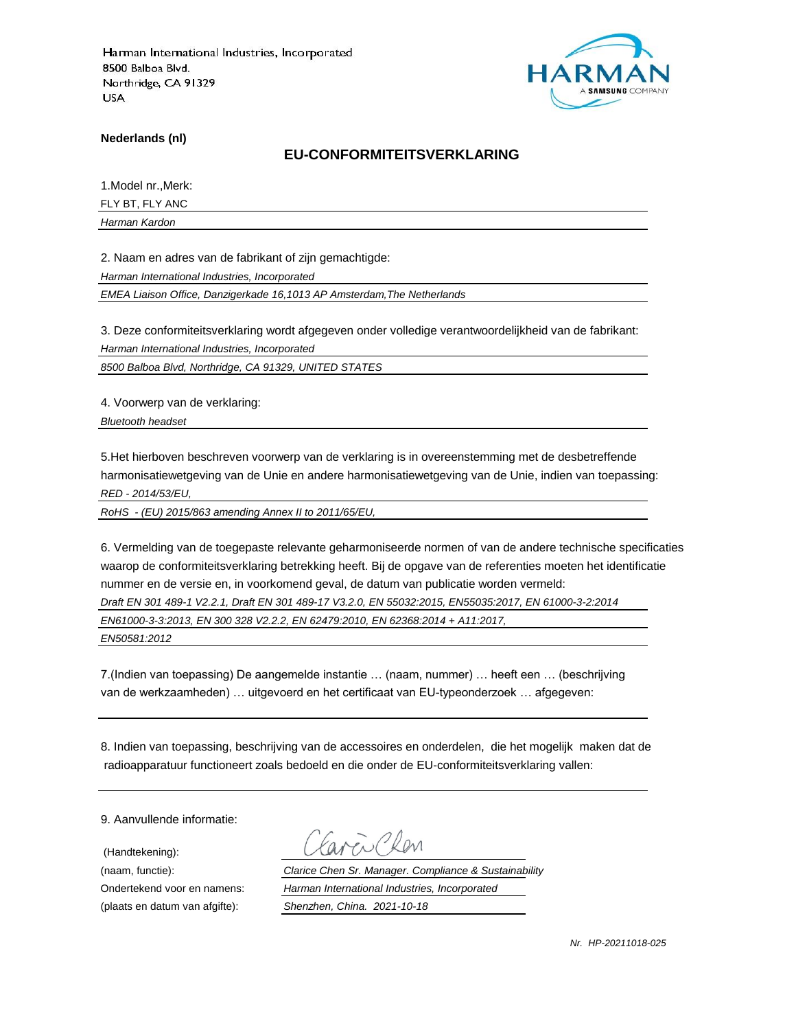Harman International Industries, Incorporated
8500 Balboa Blvd.
Northridge, CA 91329
USA

HARMAN
A SAMSUNG COMPANY

**Nederlands (nl)**

## EU-CONFORMITEITSVERKLARING

1.Model nr.,Merk:

FLY BT, FLY ANC

*Harman Kardon*

2. Naam en adres van de fabrikant of zijn gemachtigde:

*Harman International Industries, Incorporated*

*EMEA Liaison Office, Danzigerkade 16,1013 AP Amsterdam,The Netherlands*

3. Deze conformiteitsverklaring wordt afgegeven onder volledige verantwoordelijkheid van de fabrikant:

*Harman International Industries, Incorporated*

*8500 Balboa Blvd, Northridge, CA 91329, UNITED STATES*

4. Voorwerp van de verklaring:

*Bluetooth headset*

5.Het hierboven beschreven voorwerp van de verklaring is in overeenstemming met de desbetreffende harmonisatiewetgeving van de Unie en andere harmonisatiewetgeving van de Unie, indien van toepassing:

*RED - 2014/53/EU,*

*RoHS - (EU) 2015/863 amending Annex II to 2011/65/EU,*

6. Vermelding van de toegepaste relevante geharmoniseerde normen of van de andere technische specificaties waarop de conformiteitsverklaring betrekking heeft. Bij de opgave van de referenties moeten het identificatie nummer en de versie en, in voorkomend geval, de datum van publicatie worden vermeld:

*Draft EN 301 489-1 V2.2.1, Draft EN 301 489-17 V3.2.0, EN 55032:2015, EN55035:2017, EN 61000-3-2:2014*

*EN61000-3-3:2013, EN 300 328 V2.2.2, EN 62479:2010, EN 62368:2014 + A11:2017,*

*EN50581:2012*

7.(Indien van toepassing) De aangemelde instantie … (naam, nummer) … heeft een … (beschrijving van de werkzaamheden) … uitgevoerd en het certificaat van EU-typeonderzoek … afgegeven:

8. Indien van toepassing, beschrijving van de accessoires en onderdelen, die het mogelijk maken dat de radioapparatuur functioneert zoals bedoeld en die onder de EU-conformiteitsverklaring vallen:

9. Aanvullende informatie:

(Handtekening): Clarice Chen

(naam, functie): *Clarice Chen Sr. Manager. Compliance & Sustainability*

Ondertekend voor en namens: *Harman International Industries, Incorporated*

(plaats en datum van afgifte): *Shenzhen, China. 2021-10-18*

*Nr. HP-20211018-025*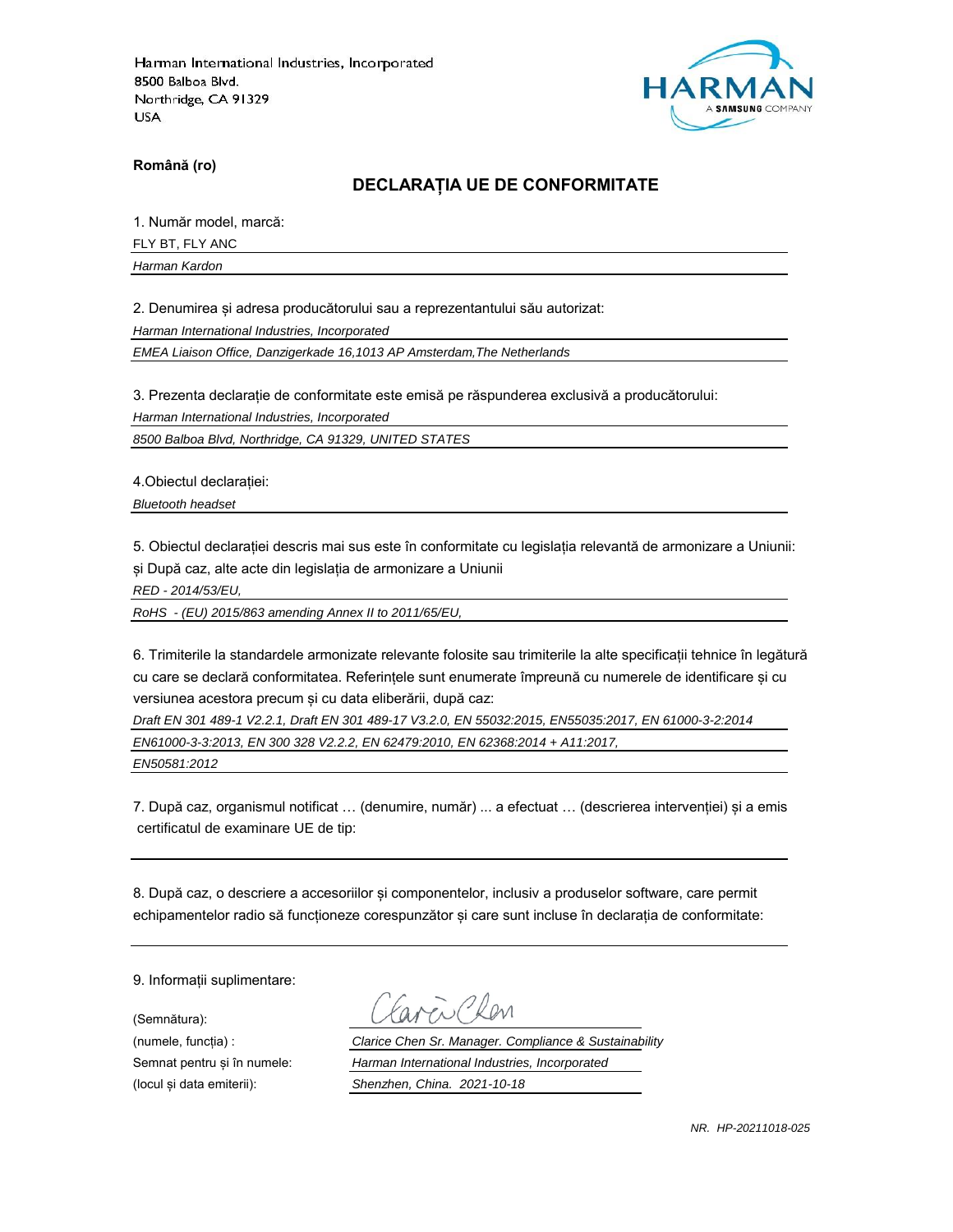Harman International Industries, Incorporated
8500 Balboa Blvd.
Northridge, CA 91329
USA

HARMAN
A SAMSUNG COMPANY

**Română (ro)**

## DECLARAȚIA UE DE CONFORMITATE

1. Număr model, marcă:

FLY BT, FLY ANC

*Harman Kardon*

2. Denumirea și adresa producătorului sau a reprezentantului său autorizat:

*Harman International Industries, Incorporated*

*EMEA Liaison Office, Danzigerkade 16,1013 AP Amsterdam,The Netherlands*

3. Prezenta declarație de conformitate este emisă pe răspunderea exclusivă a producătorului:

*Harman International Industries, Incorporated*

*8500 Balboa Blvd, Northridge, CA 91329, UNITED STATES*

4.Obiectul declarației:

*Bluetooth headset*

5. Obiectul declarației descris mai sus este în conformitate cu legislația relevantă de armonizare a Uniunii: și După caz, alte acte din legislația de armonizare a Uniunii

*RED - 2014/53/EU,*

*RoHS - (EU) 2015/863 amending Annex II to 2011/65/EU,*

6. Trimiterile la standardele armonizate relevante folosite sau trimiterile la alte specificații tehnice în legătură cu care se declară conformitatea. Referințele sunt enumerate împreună cu numerele de identificare și cu versiunea acestora precum și cu data eliberării, după caz:

*Draft EN 301 489-1 V2.2.1, Draft EN 301 489-17 V3.2.0, EN 55032:2015, EN55035:2017, EN 61000-3-2:2014*

*EN61000-3-3:2013, EN 300 328 V2.2.2, EN 62479:2010, EN 62368:2014 + A11:2017,*

*EN50581:2012*

7. După caz, organismul notificat … (denumire, număr) ... a efectuat … (descrierea intervenției) și a emis certificatul de examinare UE de tip:

8. După caz, o descriere a accesoriilor și componentelor, inclusiv a produselor software, care permit echipamentelor radio să funcționeze corespunzător și care sunt incluse în declarația de conformitate:

9. Informații suplimentare:

(Semnătura): Clarice Chen

(numele, funcția) : *Clarice Chen Sr. Manager. Compliance & Sustainability*

Semnat pentru și în numele: *Harman International Industries, Incorporated*

(locul și data emiterii): *Shenzhen, China. 2021-10-18*

*NR. HP-20211018-025*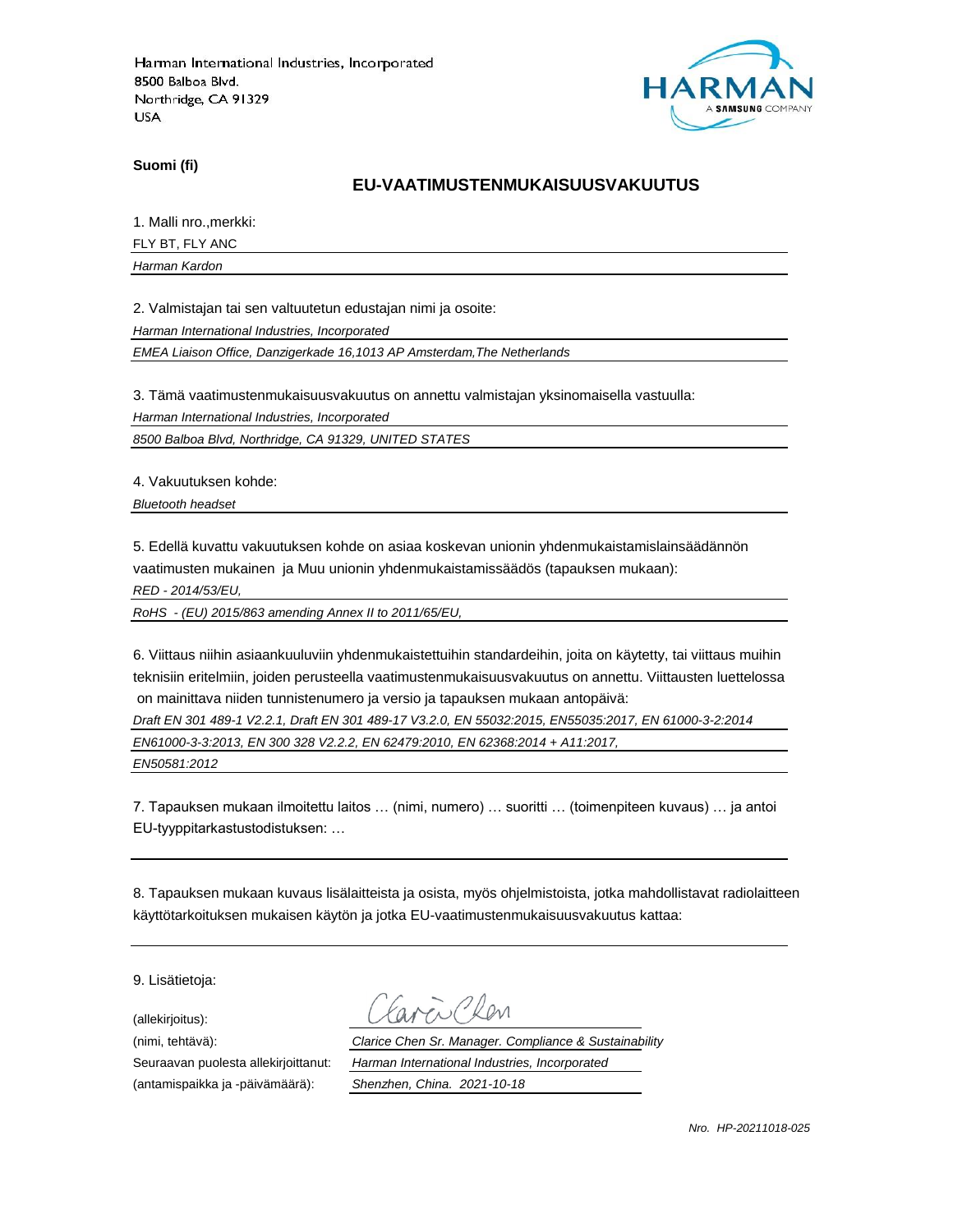Harman International Industries, Incorporated
8500 Balboa Blvd.
Northridge, CA 91329
USA

**Suomi (fi)**

## EU-VAATIMUSTENMUKAISUUSVAKUUTUS

1. Malli nro.,merkki:

FLY BT, FLY ANC

*Harman Kardon*

2. Valmistajan tai sen valtuutetun edustajan nimi ja osoite:

*Harman International Industries, Incorporated*

*EMEA Liaison Office, Danzigerkade 16,1013 AP Amsterdam,The Netherlands*

3. Tämä vaatimustenmukaisuusvakuutus on annettu valmistajan yksinomaisella vastuulla:

*Harman International Industries, Incorporated*

*8500 Balboa Blvd, Northridge, CA 91329, UNITED STATES*

4. Vakuutuksen kohde:

*Bluetooth headset*

5. Edellä kuvattu vakuutuksen kohde on asiaa koskevan unionin yhdenmukaistamislainsäädännön vaatimusten mukainen ja Muu unionin yhdenmukaistamissäädös (tapauksen mukaan):

*RED - 2014/53/EU,*

*RoHS - (EU) 2015/863 amending Annex II to 2011/65/EU,*

6. Viittaus niihin asiaankuuluviin yhdenmukaistettuihin standardeihin, joita on käytetty, tai viittaus muihin teknisiin eritelmiin, joiden perusteella vaatimustenmukaisuusvakuutus on annettu. Viittausten luettelossa on mainittava niiden tunnistenumero ja versio ja tapauksen mukaan antopäivä:

*Draft EN 301 489-1 V2.2.1, Draft EN 301 489-17 V3.2.0, EN 55032:2015, EN55035:2017, EN 61000-3-2:2014*

*EN61000-3-3:2013, EN 300 328 V2.2.2, EN 62479:2010, EN 62368:2014 + A11:2017,*

*EN50581:2012*

7. Tapauksen mukaan ilmoitettu laitos … (nimi, numero) … suoritti … (toimenpiteen kuvaus) … ja antoi EU-tyyppitarkastustodistuksen: …

8. Tapauksen mukaan kuvaus lisälaitteista ja osista, myös ohjelmistoista, jotka mahdollistavat radiolaitteen käyttötarkoituksen mukaisen käytön ja jotka EU-vaatimustenmukaisuusvakuutus kattaa:

9. Lisätietoja:

(allekirjoitus):

(nimi, tehtävä): *Clarice Chen Sr. Manager. Compliance & Sustainability*

Seuraavan puolesta allekirjoittanut: *Harman International Industries, Incorporated*

(antamispaikka ja -päivämäärä): *Shenzhen, China. 2021-10-18*

*Nro. HP-20211018-025*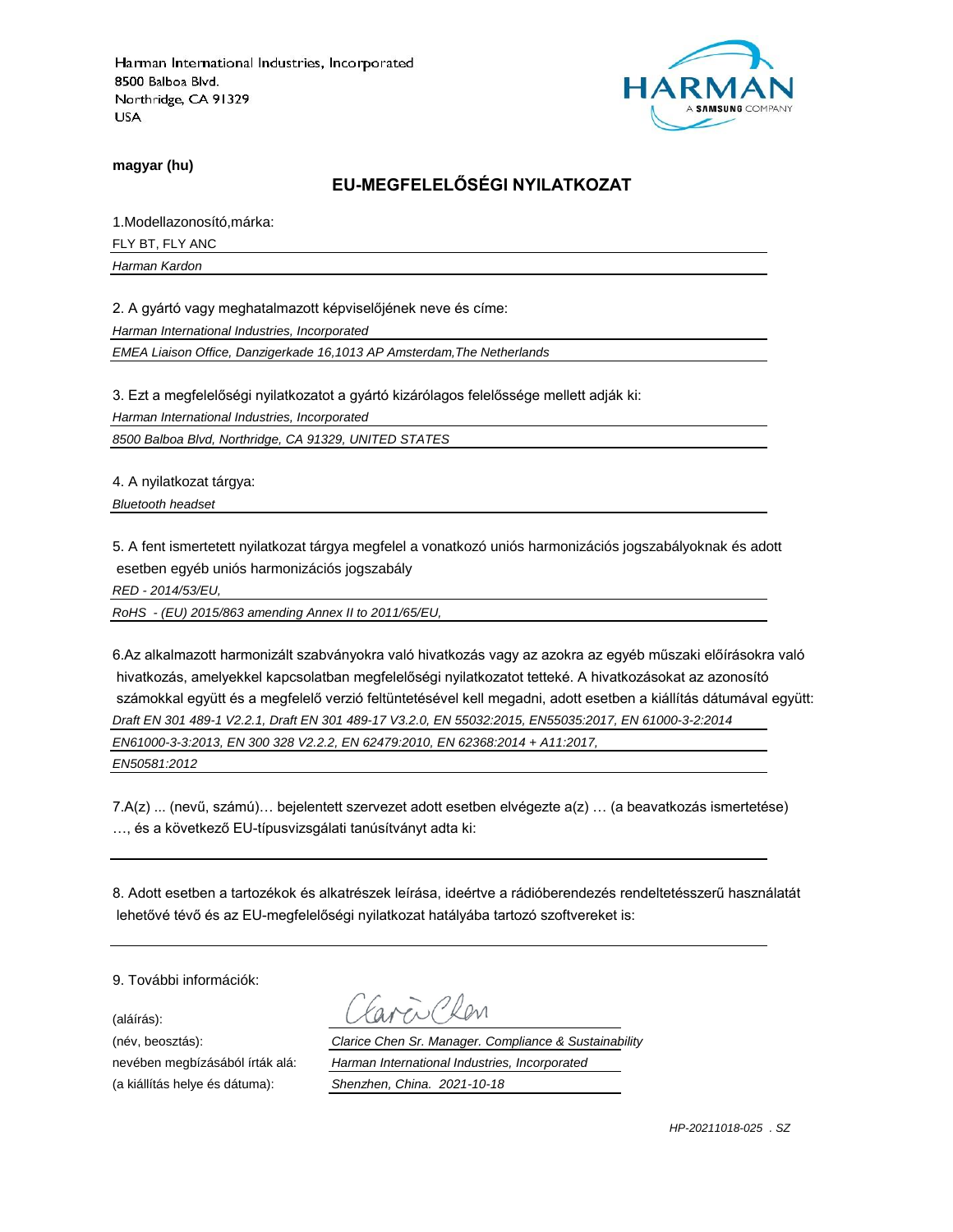Harman International Industries, Incorporated
8500 Balboa Blvd.
Northridge, CA 91329
USA

HARMAN
A SAMSUNG COMPANY

**magyar (hu)**

## EU-MEGFELELŐSÉGI NYILATKOZAT

1.Modellazonosító,márka:

FLY BT, FLY ANC

*Harman Kardon*

2. A gyártó vagy meghatalmazott képviselőjének neve és címe:

*Harman International Industries, Incorporated*

*EMEA Liaison Office, Danzigerkade 16,1013 AP Amsterdam,The Netherlands*

3. Ezt a megfelelőségi nyilatkozatot a gyártó kizárólagos felelőssége mellett adják ki:

*Harman International Industries, Incorporated*

*8500 Balboa Blvd, Northridge, CA 91329, UNITED STATES*

4. A nyilatkozat tárgya:

*Bluetooth headset*

5. A fent ismertetett nyilatkozat tárgya megfelel a vonatkozó uniós harmonizációs jogszabályoknak és adott esetben egyéb uniós harmonizációs jogszabály

*RED - 2014/53/EU,*

*RoHS - (EU) 2015/863 amending Annex II to 2011/65/EU,*

6.Az alkalmazott harmonizált szabványokra való hivatkozás vagy az azokra az egyéb műszaki előírásokra való hivatkozás, amelyekkel kapcsolatban megfelelőségi nyilatkozatot tetteké. A hivatkozásokat az azonosító számokkal együtt és a megfelelő verzió feltüntetésével kell megadni, adott esetben a kiállítás dátumával együtt:

*Draft EN 301 489-1 V2.2.1, Draft EN 301 489-17 V3.2.0, EN 55032:2015, EN55035:2017, EN 61000-3-2:2014*

*EN61000-3-3:2013, EN 300 328 V2.2.2, EN 62479:2010, EN 62368:2014 + A11:2017,*

*EN50581:2012*

7.A(z) ... (nevű, számú)… bejelentett szervezet adott esetben elvégezte a(z) … (a beavatkozás ismertetése) …, és a következő EU-típusvizsgálati tanúsítványt adta ki:

8. Adott esetben a tartozékok és alkatrészek leírása, ideértve a rádióberendezés rendeltetésszerű használatát lehetővé tévő és az EU-megfelelőségi nyilatkozat hatályába tartozó szoftvereket is:

9. További információk:

(aláírás): Clarice Chen

(név, beosztás): *Clarice Chen Sr. Manager. Compliance & Sustainability*

nevében megbízásából írták alá: *Harman International Industries, Incorporated*

(a kiállítás helye és dátuma): *Shenzhen, China. 2021-10-18*

*HP-20211018-025 . SZ*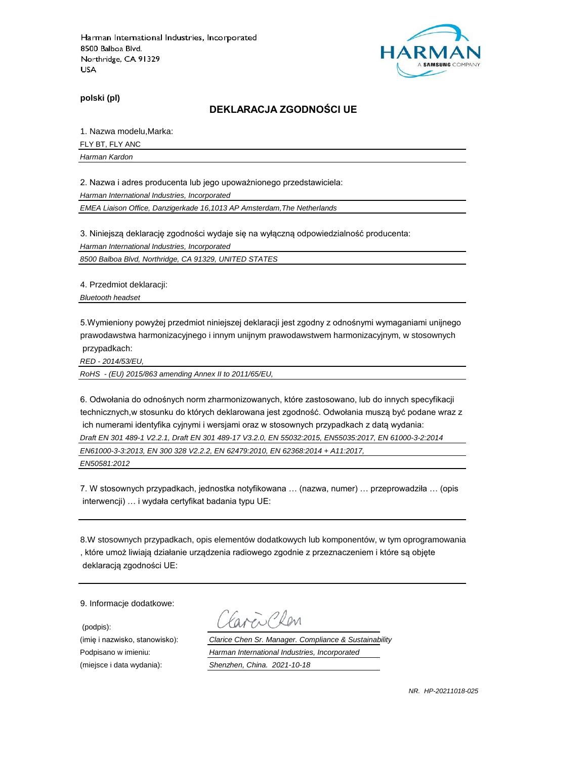Harman International Industries, Incorporated
8500 Balboa Blvd.
Northridge, CA 91329
USA

HARMAN
A SAMSUNG COMPANY

**polski (pl)**

## DEKLARACJA ZGODNOŚCI UE

1. Nazwa modelu,Marka:

FLY BT, FLY ANC

*Harman Kardon*

2. Nazwa i adres producenta lub jego upoważnionego przedstawiciela:

*Harman International Industries, Incorporated*

*EMEA Liaison Office, Danzigerkade 16,1013 AP Amsterdam,The Netherlands*

3. Niniejszą deklarację zgodności wydaje się na wyłączną odpowiedzialność producenta:

*Harman International Industries, Incorporated*

*8500 Balboa Blvd, Northridge, CA 91329, UNITED STATES*

4. Przedmiot deklaracji:

*Bluetooth headset*

5.Wymieniony powyżej przedmiot niniejszej deklaracji jest zgodny z odnośnymi wymaganiami unijnego prawodawstwa harmonizacyjnego i innym unijnym prawodawstwem harmonizacyjnym, w stosownych przypadkach:

*RED - 2014/53/EU,*

*RoHS - (EU) 2015/863 amending Annex II to 2011/65/EU,*

6. Odwołania do odnośnych norm zharmonizowanych, które zastosowano, lub do innych specyfikacji technicznych,w stosunku do których deklarowana jest zgodność. Odwołania muszą być podane wraz z ich numerami identyfika cyjnymi i wersjami oraz w stosownych przypadkach z datą wydania:

*Draft EN 301 489-1 V2.2.1, Draft EN 301 489-17 V3.2.0, EN 55032:2015, EN55035:2017, EN 61000-3-2:2014*

*EN61000-3-3:2013, EN 300 328 V2.2.2, EN 62479:2010, EN 62368:2014 + A11:2017,*

*EN50581:2012*

7. W stosownych przypadkach, jednostka notyfikowana … (nazwa, numer) … przeprowadziła … (opis interwencji) … i wydała certyfikat badania typu UE:

8.W stosownych przypadkach, opis elementów dodatkowych lub komponentów, w tym oprogramowania , które umoż liwiają działanie urządzenia radiowego zgodnie z przeznaczeniem i które są objęte deklaracją zgodności UE:

9. Informacje dodatkowe:

(podpis): Clarice Chen

(imię i nazwisko, stanowisko): *Clarice Chen Sr. Manager. Compliance & Sustainability*

Podpisano w imieniu: *Harman International Industries, Incorporated*

(miejsce i data wydania): *Shenzhen, China. 2021-10-18*

*NR. HP-20211018-025*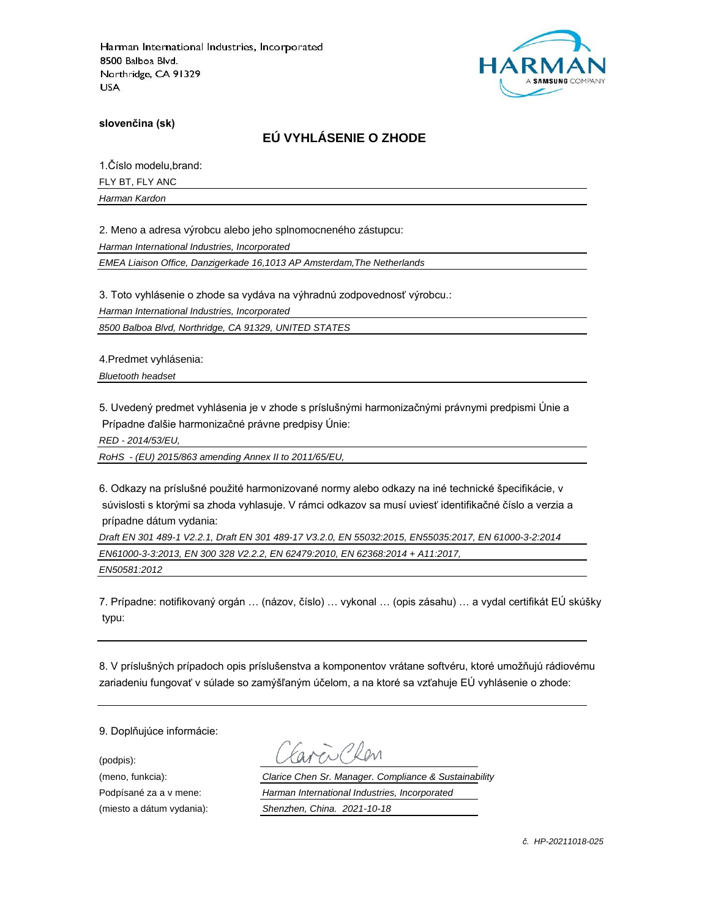Harman International Industries, Incorporated
8500 Balboa Blvd.
Northridge, CA 91329
USA

HARMAN
A SAMSUNG COMPANY

**slovenčina (sk)**

## EÚ VYHLÁSENIE O ZHODE

1.Číslo modelu,brand:

FLY BT, FLY ANC

*Harman Kardon*

2. Meno a adresa výrobcu alebo jeho splnomocneného zástupcu:

*Harman International Industries, Incorporated*

*EMEA Liaison Office, Danzigerkade 16,1013 AP Amsterdam,The Netherlands*

3. Toto vyhlásenie o zhode sa vydáva na výhradnú zodpovednosť výrobcu.:

*Harman International Industries, Incorporated*

*8500 Balboa Blvd, Northridge, CA 91329, UNITED STATES*

4.Predmet vyhlásenia:

*Bluetooth headset*

5. Uvedený predmet vyhlásenia je v zhode s príslušnými harmonizačnými právnymi predpismi Únie a Prípadne ďalšie harmonizačné právne predpisy Únie:

*RED - 2014/53/EU,*

*RoHS - (EU) 2015/863 amending Annex II to 2011/65/EU,*

6. Odkazy na príslušné použité harmonizované normy alebo odkazy na iné technické špecifikácie, v súvislosti s ktorými sa zhoda vyhlasuje. V rámci odkazov sa musí uviesť identifikačné číslo a verzia a prípadne dátum vydania:

*Draft EN 301 489-1 V2.2.1, Draft EN 301 489-17 V3.2.0, EN 55032:2015, EN55035:2017, EN 61000-3-2:2014*

*EN61000-3-3:2013, EN 300 328 V2.2.2, EN 62479:2010, EN 62368:2014 + A11:2017,*

*EN50581:2012*

7. Prípadne: notifikovaný orgán … (názov, číslo) … vykonal … (opis zásahu) … a vydal certifikát EÚ skúšky typu:

8. V príslušných prípadoch opis príslušenstva a komponentov vrátane softvéru, ktoré umožňujú rádiovému zariadeniu fungovať v súlade so zamýšľaným účelom, a na ktoré sa vzťahuje EÚ vyhlásenie o zhode:

9. Doplňujúce informácie:

(podpis): Clarice Chen

(meno, funkcia): *Clarice Chen Sr. Manager. Compliance & Sustainability*

Podpísané za a v mene: *Harman International Industries, Incorporated*

(miesto a dátum vydania): *Shenzhen, China. 2021-10-18*

*č. HP-20211018-025*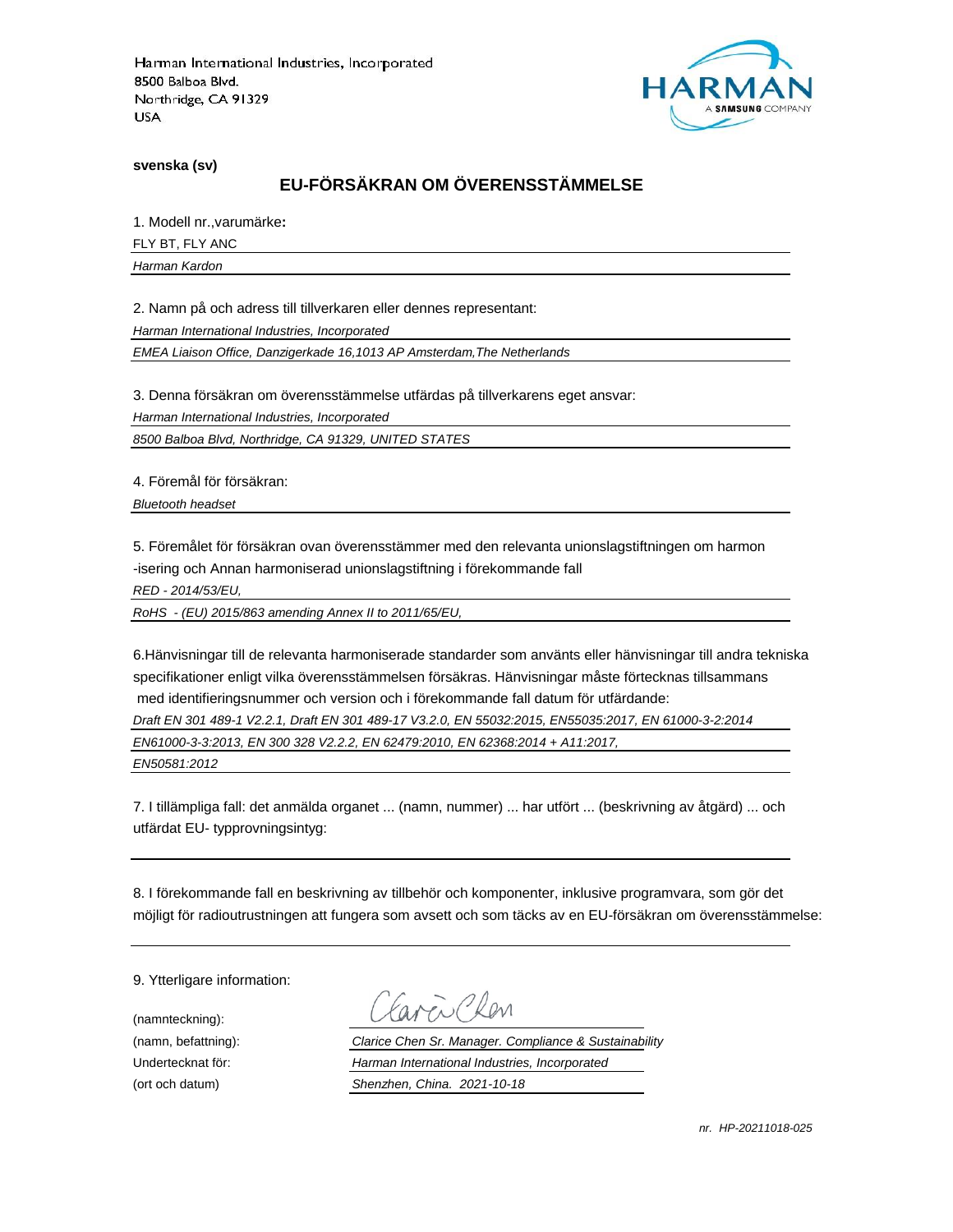Harman International Industries, Incorporated
8500 Balboa Blvd.
Northridge, CA 91329
USA

HARMAN
A SAMSUNG COMPANY

**svenska (sv)**

## EU-FÖRSÄKRAN OM ÖVERENSSTÄMMELSE

1. Modell nr.,varumärke**:**

FLY BT, FLY ANC

*Harman Kardon*

2. Namn på och adress till tillverkaren eller dennes representant:

*Harman International Industries, Incorporated*

*EMEA Liaison Office, Danzigerkade 16,1013 AP Amsterdam,The Netherlands*

3. Denna försäkran om överensstämmelse utfärdas på tillverkarens eget ansvar:

*Harman International Industries, Incorporated*

*8500 Balboa Blvd, Northridge, CA 91329, UNITED STATES*

4. Föremål för försäkran:

*Bluetooth headset*

5. Föremålet för försäkran ovan överensstämmer med den relevanta unionslagstiftningen om harmon -isering och Annan harmoniserad unionslagstiftning i förekommande fall

*RED - 2014/53/EU,*

*RoHS - (EU) 2015/863 amending Annex II to 2011/65/EU,*

6.Hänvisningar till de relevanta harmoniserade standarder som använts eller hänvisningar till andra tekniska specifikationer enligt vilka överensstämmelsen försäkras. Hänvisningar måste förtecknas tillsammans med identifieringsnummer och version och i förekommande fall datum för utfärdande:

*Draft EN 301 489-1 V2.2.1, Draft EN 301 489-17 V3.2.0, EN 55032:2015, EN55035:2017, EN 61000-3-2:2014*

*EN61000-3-3:2013, EN 300 328 V2.2.2, EN 62479:2010, EN 62368:2014 + A11:2017,*

*EN50581:2012*

7. I tillämpliga fall: det anmälda organet ... (namn, nummer) ... har utfört ... (beskrivning av åtgärd) ... och utfärdat EU- typprovningsintyg:

8. I förekommande fall en beskrivning av tillbehör och komponenter, inklusive programvara, som gör det möjligt för radioutrustningen att fungera som avsett och som täcks av en EU-försäkran om överensstämmelse:

9. Ytterligare information:

(namnteckning): Clarice Chen

(namn, befattning): *Clarice Chen Sr. Manager. Compliance & Sustainability*

Undertecknat för: *Harman International Industries, Incorporated*

(ort och datum) *Shenzhen, China. 2021-10-18*

*nr. HP-20211018-025*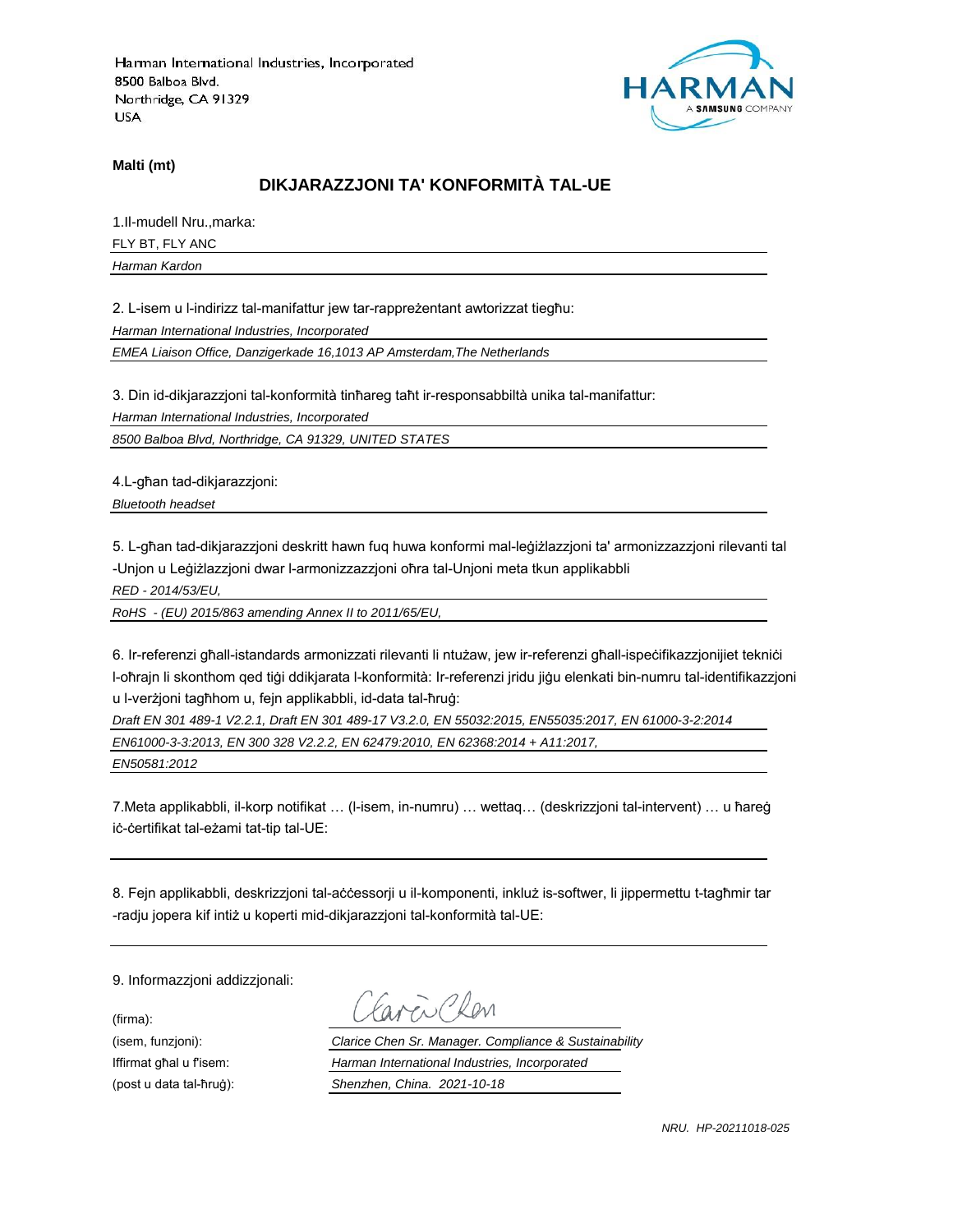Harman International Industries, Incorporated
8500 Balboa Blvd.
Northridge, CA 91329
USA

**Malti (mt)**

## DIKJARAZZJONI TA' KONFORMITÀ TAL-UE

1.Il-mudell Nru.,marka:

FLY BT, FLY ANC

*Harman Kardon*

2. L-isem u l-indirizz tal-manifattur jew tar-rappreżentant awtorizzat tiegħu:

*Harman International Industries, Incorporated*

*EMEA Liaison Office, Danzigerkade 16,1013 AP Amsterdam,The Netherlands*

3. Din id-dikjarazzjoni tal-konformità tinħareg taħt ir-responsabbiltà unika tal-manifattur:

*Harman International Industries, Incorporated*

*8500 Balboa Blvd, Northridge, CA 91329, UNITED STATES*

4.L-għan tad-dikjarazzjoni:

*Bluetooth headset*

5. L-għan tad-dikjarazzjoni deskritt hawn fuq huwa konformi mal-leġiżlazzjoni ta' armonizzazzjoni rilevanti tal -Unjon u Leġiżlazzjoni dwar l-armonizzazzjoni oħra tal-Unjoni meta tkun applikabbli

*RED - 2014/53/EU,*

*RoHS - (EU) 2015/863 amending Annex II to 2011/65/EU,*

6. Ir-referenzi għall-istandards armonizzati rilevanti li ntużaw, jew ir-referenzi għall-ispeċifikazzjonijiet tekniċi l-oħrajn li skonthom qed tiġi ddikjarata l-konformità: Ir-referenzi jridu jiġu elenkati bin-numru tal-identifikazzjoni u l-verżjoni tagħhom u, fejn applikabbli, id-data tal-ħruġ:

*Draft EN 301 489-1 V2.2.1, Draft EN 301 489-17 V3.2.0, EN 55032:2015, EN55035:2017, EN 61000-3-2:2014*

*EN61000-3-3:2013, EN 300 328 V2.2.2, EN 62479:2010, EN 62368:2014 + A11:2017,*

*EN50581:2012*

7.Meta applikabbli, il-korp notifikat … (l-isem, in-numru) … wettaq… (deskrizzjoni tal-intervent) … u ħareġ iċ-ċertifikat tal-eżami tat-tip tal-UE:

8. Fejn applikabbli, deskrizzjoni tal-aċċessorji u il-komponenti, inkluż is-softwer, li jippermettu t-tagħmir tar -radju jopera kif intiż u koperti mid-dikjarazzjoni tal-konformità tal-UE:

9. Informazzjoni addizzjonali:

(firma): Clarice Chen

(isem, funzjoni): *Clarice Chen Sr. Manager. Compliance & Sustainability*

Iffirmat għal u f'isem: *Harman International Industries, Incorporated*

(post u data tal-ħruġ): *Shenzhen, China. 2021-10-18*

*NRU. HP-20211018-025*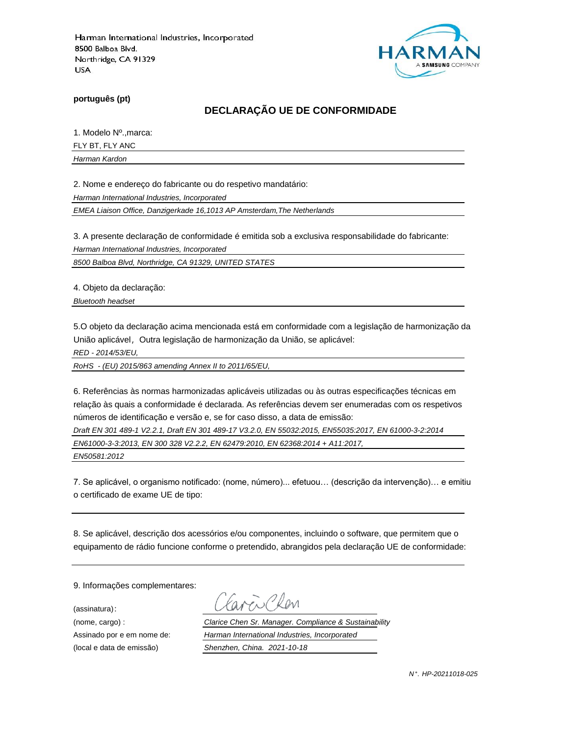Harman International Industries, Incorporated
8500 Balboa Blvd.
Northridge, CA 91329
USA

HARMAN
A SAMSUNG COMPANY

**português (pt)**

## DECLARAÇÃO UE DE CONFORMIDADE

1. Modelo Nº.,marca:

FLY BT, FLY ANC

*Harman Kardon*

2. Nome e endereço do fabricante ou do respetivo mandatário:

*Harman International Industries, Incorporated*

*EMEA Liaison Office, Danzigerkade 16,1013 AP Amsterdam,The Netherlands*

3. A presente declaração de conformidade é emitida sob a exclusiva responsabilidade do fabricante:

*Harman International Industries, Incorporated*

*8500 Balboa Blvd, Northridge, CA 91329, UNITED STATES*

4. Objeto da declaração:

*Bluetooth headset*

5.O objeto da declaração acima mencionada está em conformidade com a legislação de harmonização da União aplicável，Outra legislação de harmonização da União, se aplicável:

*RED - 2014/53/EU,*

*RoHS - (EU) 2015/863 amending Annex II to 2011/65/EU,*

6. Referências às normas harmonizadas aplicáveis utilizadas ou às outras especificações técnicas em relação às quais a conformidade é declarada. As referências devem ser enumeradas com os respetivos números de identificação e versão e, se for caso disso, a data de emissão:

*Draft EN 301 489-1 V2.2.1, Draft EN 301 489-17 V3.2.0, EN 55032:2015, EN55035:2017, EN 61000-3-2:2014*

*EN61000-3-3:2013, EN 300 328 V2.2.2, EN 62479:2010, EN 62368:2014 + A11:2017,*

*EN50581:2012*

7. Se aplicável, o organismo notificado: (nome, número)... efetuou… (descrição da intervenção)… e emitiu o certificado de exame UE de tipo:

8. Se aplicável, descrição dos acessórios e/ou componentes, incluindo o software, que permitem que o equipamento de rádio funcione conforme o pretendido, abrangidos pela declaração UE de conformidade:

9. Informações complementares:

(assinatura): Clarice Chen

(nome, cargo) : *Clarice Chen Sr. Manager. Compliance & Sustainability*

Assinado por e em nome de: *Harman International Industries, Incorporated*

(local e data de emissão) *Shenzhen, China. 2021-10-18*

*N°. HP-20211018-025*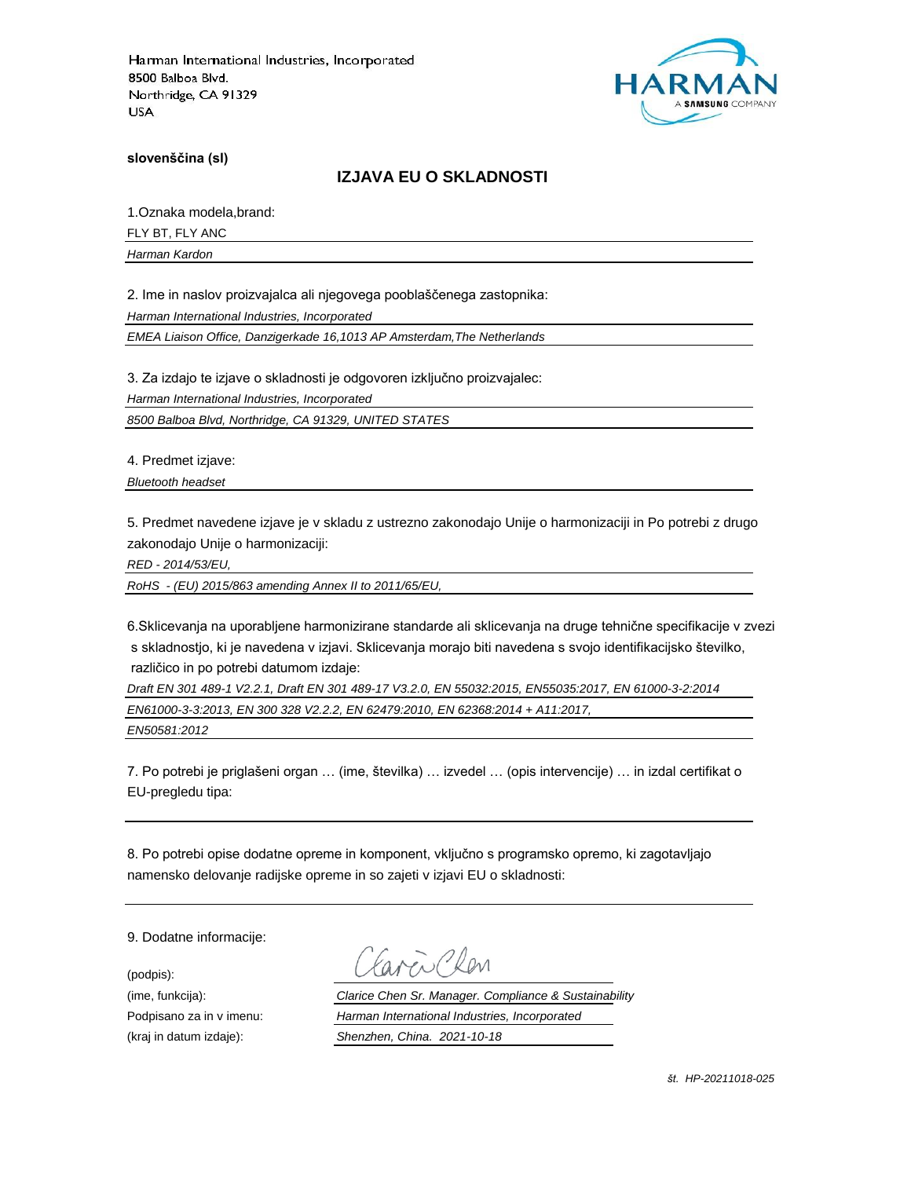Harman International Industries, Incorporated
8500 Balboa Blvd.
Northridge, CA 91329
USA

HARMAN
A SAMSUNG COMPANY

**slovenščina (sl)**

## IZJAVA EU O SKLADNOSTI

1.Oznaka modela,brand:

FLY BT, FLY ANC

*Harman Kardon*

2. Ime in naslov proizvajalca ali njegovega pooblaščenega zastopnika:

*Harman International Industries, Incorporated*

*EMEA Liaison Office, Danzigerkade 16,1013 AP Amsterdam,The Netherlands*

3. Za izdajo te izjave o skladnosti je odgovoren izključno proizvajalec:

*Harman International Industries, Incorporated*

*8500 Balboa Blvd, Northridge, CA 91329, UNITED STATES*

4. Predmet izjave:

*Bluetooth headset*

5. Predmet navedene izjave je v skladu z ustrezno zakonodajo Unije o harmonizaciji in Po potrebi z drugo zakonodajo Unije o harmonizaciji:

*RED - 2014/53/EU,*

*RoHS - (EU) 2015/863 amending Annex II to 2011/65/EU,*

6.Sklicevanja na uporabljene harmonizirane standarde ali sklicevanja na druge tehnične specifikacije v zvezi s skladnostjo, ki je navedena v izjavi. Sklicevanja morajo biti navedena s svojo identifikacijsko številko, različico in po potrebi datumom izdaje:

*Draft EN 301 489-1 V2.2.1, Draft EN 301 489-17 V3.2.0, EN 55032:2015, EN55035:2017, EN 61000-3-2:2014*

*EN61000-3-3:2013, EN 300 328 V2.2.2, EN 62479:2010, EN 62368:2014 + A11:2017,*

*EN50581:2012*

7. Po potrebi je priglašeni organ … (ime, številka) … izvedel … (opis intervencije) … in izdal certifikat o EU-pregledu tipa:

8. Po potrebi opise dodatne opreme in komponent, vključno s programsko opremo, ki zagotavljajo namensko delovanje radijske opreme in so zajeti v izjavi EU o skladnosti:

9. Dodatne informacije:

(podpis): Clarice Chen

(ime, funkcija): *Clarice Chen Sr. Manager. Compliance & Sustainability*

Podpisano za in v imenu: *Harman International Industries, Incorporated*

(kraj in datum izdaje): *Shenzhen, China. 2021-10-18*

*št. HP-20211018-025*